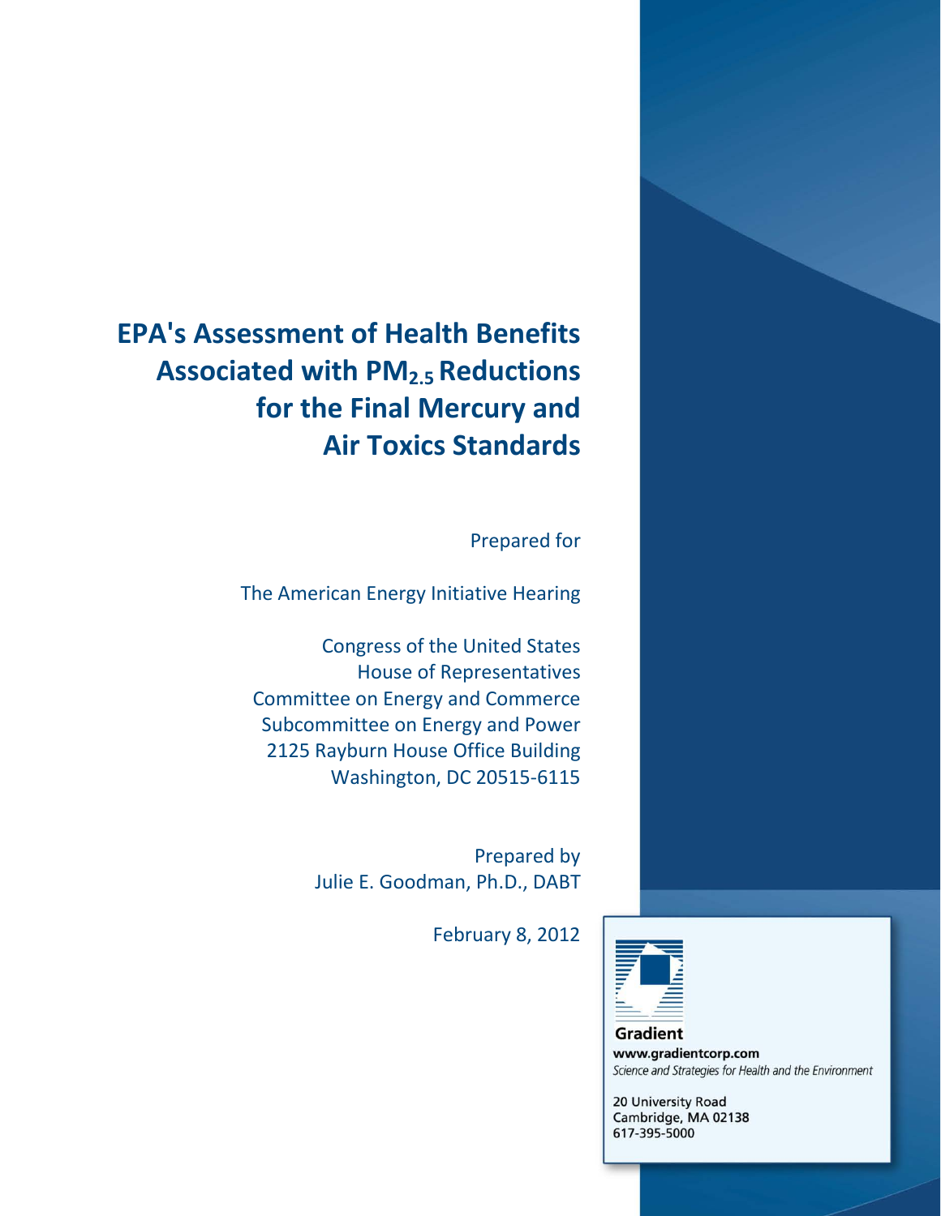# EPA's Assessment of Health Benefits Associated with $PM_{2.5}$ Reductions for the Final Mercury and Air Toxics Standards

Prepared for

The American Energy Initiative Hearing

Congress of the United States
House of Representatives
Committee on Energy and Commerce
Subcommittee on Energy and Power
2125 Rayburn House Office Building
Washington, DC 20515-6115

Prepared by
Julie E. Goodman, Ph.D., DABT

February 8, 2012

**Gradient**
**www.gradientcorp.com**
*Science and Strategies for Health and the Environment*

20 University Road
Cambridge, MA 02138
617-395-5000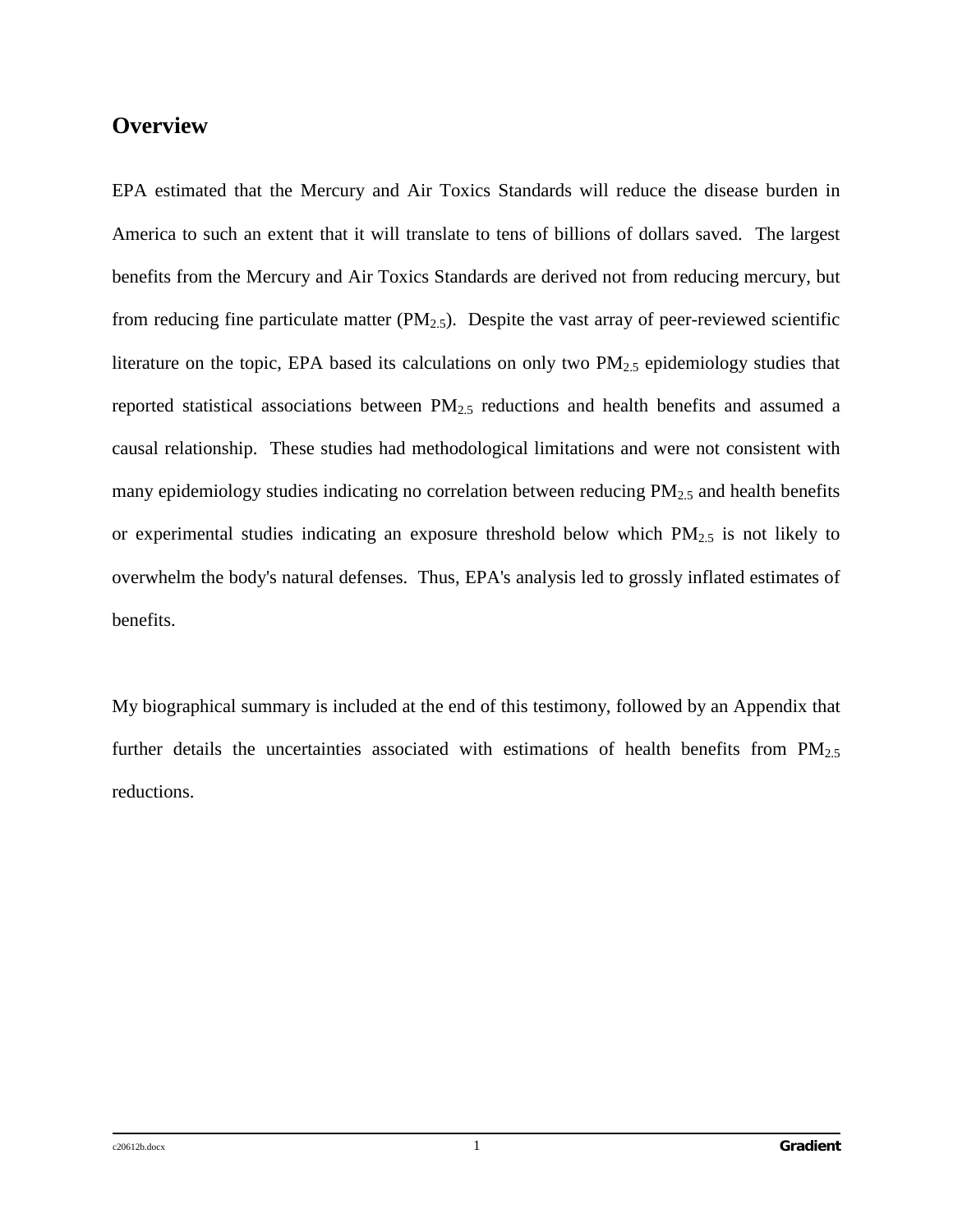## Overview

EPA estimated that the Mercury and Air Toxics Standards will reduce the disease burden in America to such an extent that it will translate to tens of billions of dollars saved. The largest benefits from the Mercury and Air Toxics Standards are derived not from reducing mercury, but from reducing fine particulate matter ($PM_{2.5}$). Despite the vast array of peer-reviewed scientific literature on the topic, EPA based its calculations on only two $PM_{2.5}$ epidemiology studies that reported statistical associations between $PM_{2.5}$ reductions and health benefits and assumed a causal relationship. These studies had methodological limitations and were not consistent with many epidemiology studies indicating no correlation between reducing $PM_{2.5}$ and health benefits or experimental studies indicating an exposure threshold below which $PM_{2.5}$ is not likely to overwhelm the body's natural defenses. Thus, EPA's analysis led to grossly inflated estimates of benefits.

My biographical summary is included at the end of this testimony, followed by an Appendix that further details the uncertainties associated with estimations of health benefits from $PM_{2.5}$ reductions.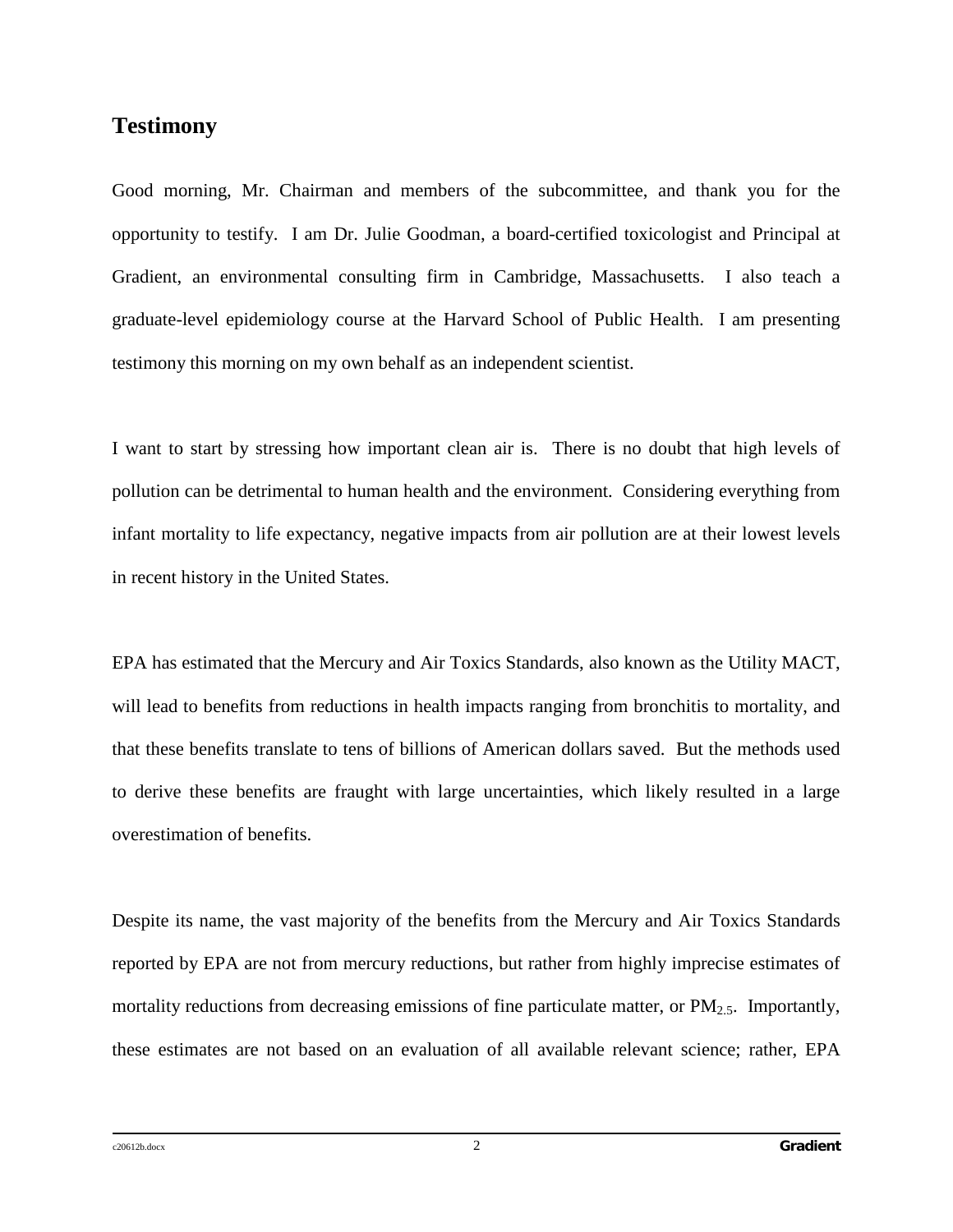## Testimony

Good morning, Mr. Chairman and members of the subcommittee, and thank you for the opportunity to testify. I am Dr. Julie Goodman, a board-certified toxicologist and Principal at Gradient, an environmental consulting firm in Cambridge, Massachusetts. I also teach a graduate-level epidemiology course at the Harvard School of Public Health. I am presenting testimony this morning on my own behalf as an independent scientist.

I want to start by stressing how important clean air is. There is no doubt that high levels of pollution can be detrimental to human health and the environment. Considering everything from infant mortality to life expectancy, negative impacts from air pollution are at their lowest levels in recent history in the United States.

EPA has estimated that the Mercury and Air Toxics Standards, also known as the Utility MACT, will lead to benefits from reductions in health impacts ranging from bronchitis to mortality, and that these benefits translate to tens of billions of American dollars saved. But the methods used to derive these benefits are fraught with large uncertainties, which likely resulted in a large overestimation of benefits.

Despite its name, the vast majority of the benefits from the Mercury and Air Toxics Standards reported by EPA are not from mercury reductions, but rather from highly imprecise estimates of mortality reductions from decreasing emissions of fine particulate matter, or $PM_{2.5}$. Importantly, these estimates are not based on an evaluation of all available relevant science; rather, EPA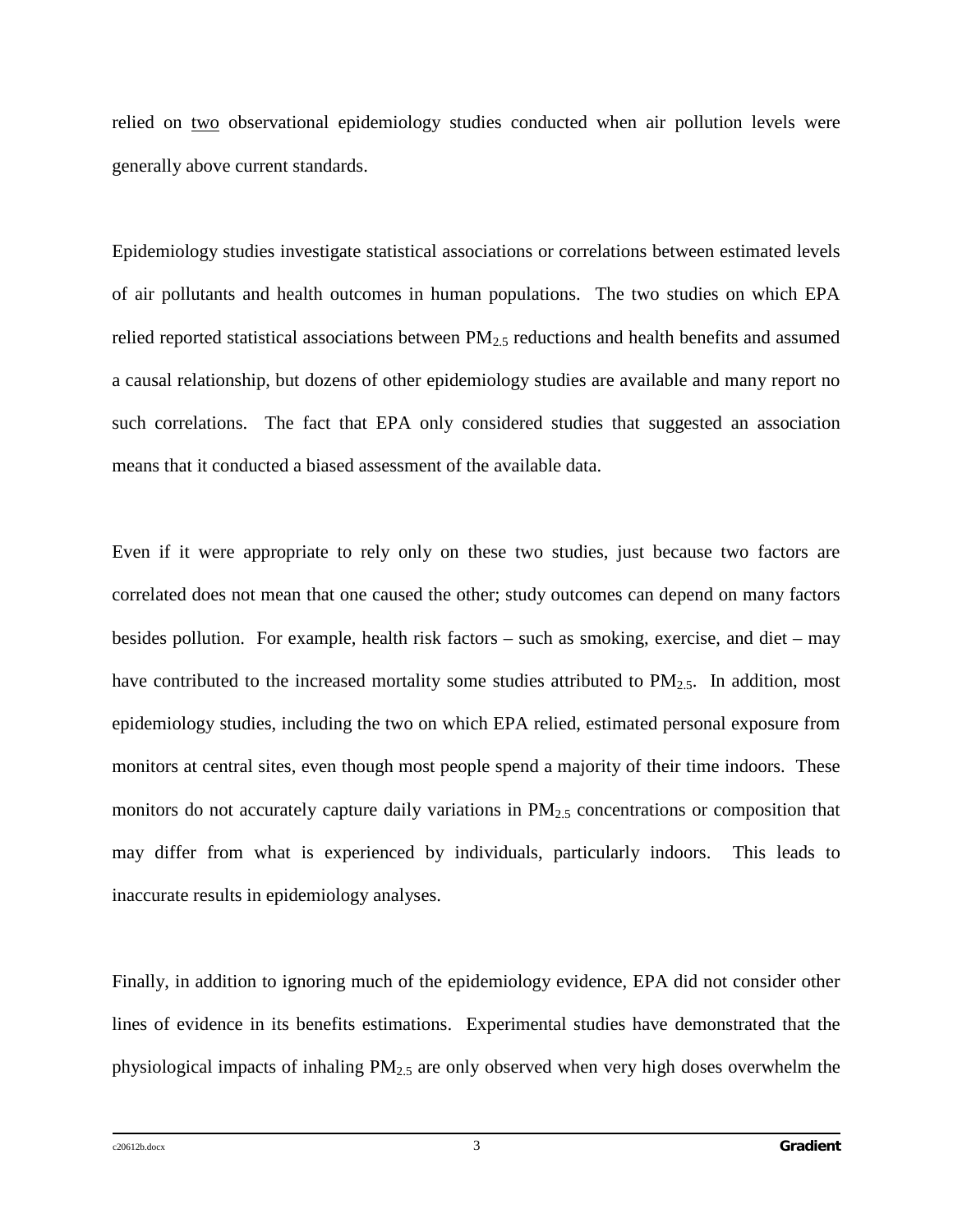relied on <u>two</u> observational epidemiology studies conducted when air pollution levels were generally above current standards.

Epidemiology studies investigate statistical associations or correlations between estimated levels of air pollutants and health outcomes in human populations. The two studies on which EPA relied reported statistical associations between $PM_{2.5}$ reductions and health benefits and assumed a causal relationship, but dozens of other epidemiology studies are available and many report no such correlations. The fact that EPA only considered studies that suggested an association means that it conducted a biased assessment of the available data.

Even if it were appropriate to rely only on these two studies, just because two factors are correlated does not mean that one caused the other; study outcomes can depend on many factors besides pollution. For example, health risk factors – such as smoking, exercise, and diet – may have contributed to the increased mortality some studies attributed to $PM_{2.5}$. In addition, most epidemiology studies, including the two on which EPA relied, estimated personal exposure from monitors at central sites, even though most people spend a majority of their time indoors. These monitors do not accurately capture daily variations in $PM_{2.5}$ concentrations or composition that may differ from what is experienced by individuals, particularly indoors. This leads to inaccurate results in epidemiology analyses.

Finally, in addition to ignoring much of the epidemiology evidence, EPA did not consider other lines of evidence in its benefits estimations. Experimental studies have demonstrated that the physiological impacts of inhaling $PM_{2.5}$ are only observed when very high doses overwhelm the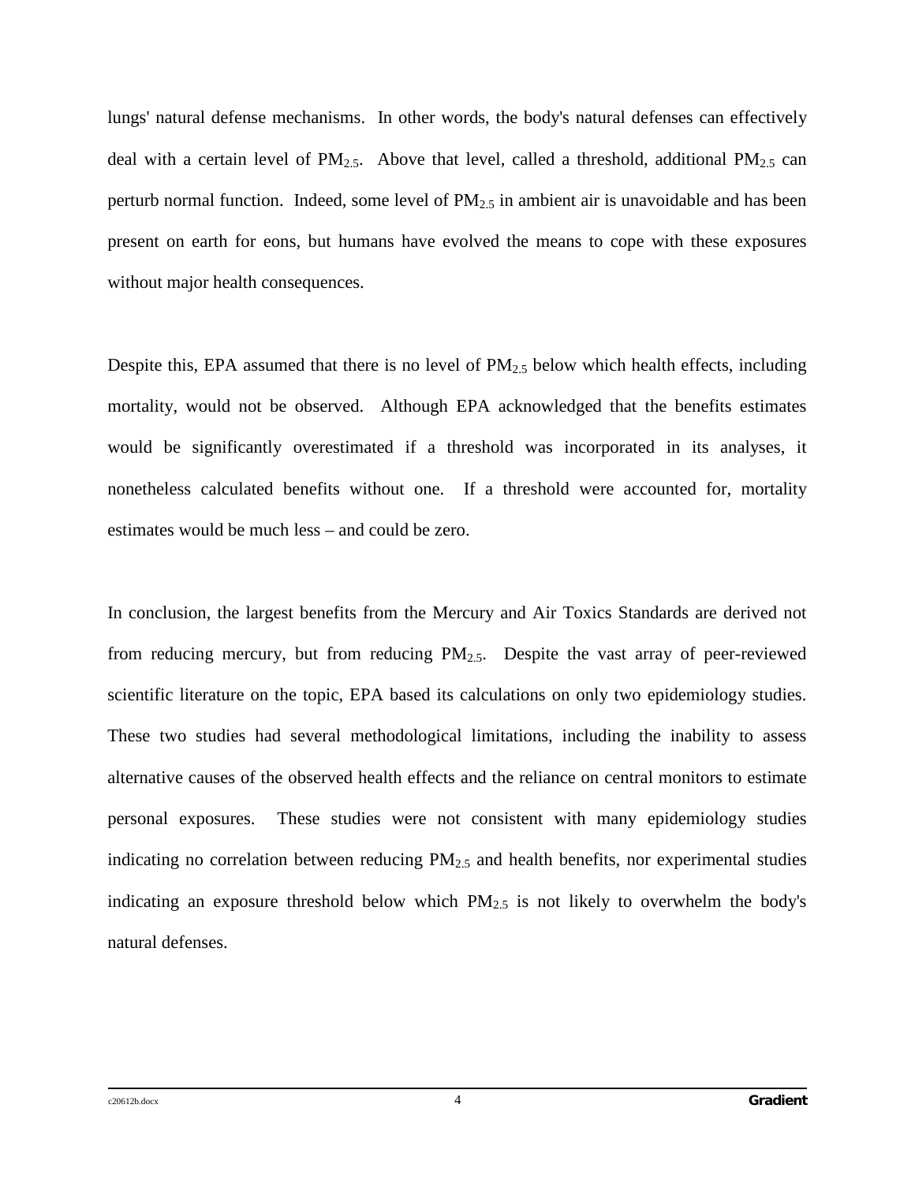lungs' natural defense mechanisms. In other words, the body's natural defenses can effectively deal with a certain level of $PM_{2.5}$. Above that level, called a threshold, additional $PM_{2.5}$ can perturb normal function. Indeed, some level of $PM_{2.5}$ in ambient air is unavoidable and has been present on earth for eons, but humans have evolved the means to cope with these exposures without major health consequences.

Despite this, EPA assumed that there is no level of $PM_{2.5}$ below which health effects, including mortality, would not be observed. Although EPA acknowledged that the benefits estimates would be significantly overestimated if a threshold was incorporated in its analyses, it nonetheless calculated benefits without one. If a threshold were accounted for, mortality estimates would be much less – and could be zero.

In conclusion, the largest benefits from the Mercury and Air Toxics Standards are derived not from reducing mercury, but from reducing $PM_{2.5}$. Despite the vast array of peer-reviewed scientific literature on the topic, EPA based its calculations on only two epidemiology studies. These two studies had several methodological limitations, including the inability to assess alternative causes of the observed health effects and the reliance on central monitors to estimate personal exposures. These studies were not consistent with many epidemiology studies indicating no correlation between reducing $PM_{2.5}$ and health benefits, nor experimental studies indicating an exposure threshold below which $PM_{2.5}$ is not likely to overwhelm the body's natural defenses.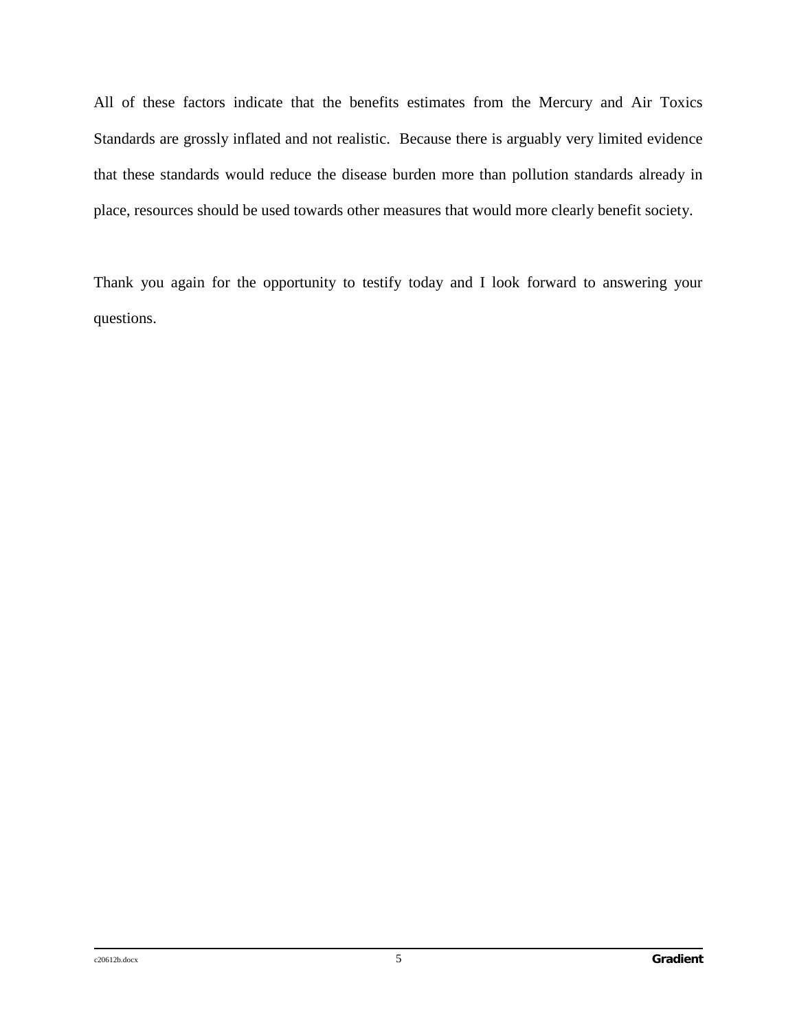All of these factors indicate that the benefits estimates from the Mercury and Air Toxics Standards are grossly inflated and not realistic. Because there is arguably very limited evidence that these standards would reduce the disease burden more than pollution standards already in place, resources should be used towards other measures that would more clearly benefit society.

Thank you again for the opportunity to testify today and I look forward to answering your questions.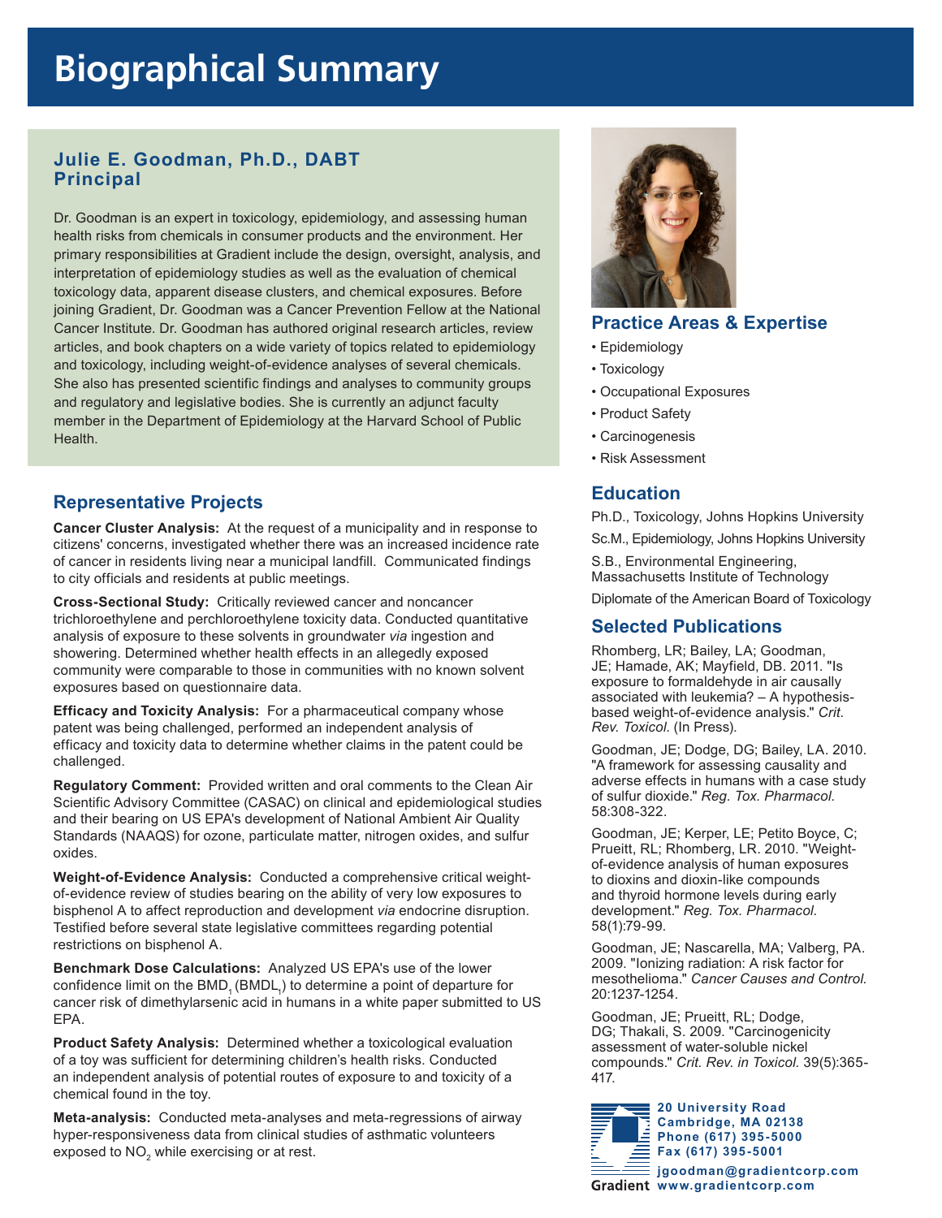# Biographical Summary

## Julie E. Goodman, Ph.D., DABT
## Principal

Dr. Goodman is an expert in toxicology, epidemiology, and assessing human health risks from chemicals in consumer products and the environment. Her primary responsibilities at Gradient include the design, oversight, analysis, and interpretation of epidemiology studies as well as the evaluation of chemical toxicology data, apparent disease clusters, and chemical exposures. Before joining Gradient, Dr. Goodman was a Cancer Prevention Fellow at the National Cancer Institute. Dr. Goodman has authored original research articles, review articles, and book chapters on a wide variety of topics related to epidemiology and toxicology, including weight-of-evidence analyses of several chemicals. She also has presented scientific findings and analyses to community groups and regulatory and legislative bodies. She is currently an adjunct faculty member in the Department of Epidemiology at the Harvard School of Public Health.

## Representative Projects

**Cancer Cluster Analysis:** At the request of a municipality and in response to citizens' concerns, investigated whether there was an increased incidence rate of cancer in residents living near a municipal landfill. Communicated findings to city officials and residents at public meetings.

**Cross-Sectional Study:** Critically reviewed cancer and noncancer trichloroethylene and perchloroethylene toxicity data. Conducted quantitative analysis of exposure to these solvents in groundwater *via* ingestion and showering. Determined whether health effects in an allegedly exposed community were comparable to those in communities with no known solvent exposures based on questionnaire data.

**Efficacy and Toxicity Analysis:** For a pharmaceutical company whose patent was being challenged, performed an independent analysis of efficacy and toxicity data to determine whether claims in the patent could be challenged.

**Regulatory Comment:** Provided written and oral comments to the Clean Air Scientific Advisory Committee (CASAC) on clinical and epidemiological studies and their bearing on US EPA's development of National Ambient Air Quality Standards (NAAQS) for ozone, particulate matter, nitrogen oxides, and sulfur oxides.

**Weight-of-Evidence Analysis:** Conducted a comprehensive critical weight-of-evidence review of studies bearing on the ability of very low exposures to bisphenol A to affect reproduction and development *via* endocrine disruption. Testified before several state legislative committees regarding potential restrictions on bisphenol A.

**Benchmark Dose Calculations:** Analyzed US EPA's use of the lower confidence limit on the $BMD_1$ ($BMDL_1$) to determine a point of departure for cancer risk of dimethylarsenic acid in humans in a white paper submitted to US EPA.

**Product Safety Analysis:** Determined whether a toxicological evaluation of a toy was sufficient for determining children's health risks. Conducted an independent analysis of potential routes of exposure to and toxicity of a chemical found in the toy.

**Meta-analysis:** Conducted meta-analyses and meta-regressions of airway hyper-responsiveness data from clinical studies of asthmatic volunteers exposed to $NO_2$ while exercising or at rest.

## Practice Areas & Expertise

- Epidemiology
- Toxicology
- Occupational Exposures
- Product Safety
- Carcinogenesis
- Risk Assessment

## Education

Ph.D., Toxicology, Johns Hopkins University

Sc.M., Epidemiology, Johns Hopkins University

S.B., Environmental Engineering, Massachusetts Institute of Technology

Diplomate of the American Board of Toxicology

## Selected Publications

Rhomberg, LR; Bailey, LA; Goodman, JE; Hamade, AK; Mayfield, DB. 2011. "Is exposure to formaldehyde in air causally associated with leukemia? – A hypothesis-based weight-of-evidence analysis." *Crit. Rev. Toxicol.* (In Press).

Goodman, JE; Dodge, DG; Bailey, LA. 2010. "A framework for assessing causality and adverse effects in humans with a case study of sulfur dioxide." *Reg. Tox. Pharmacol*. 58:308-322.

Goodman, JE; Kerper, LE; Petito Boyce, C; Prueitt, RL; Rhomberg, LR. 2010. "Weight-of-evidence analysis of human exposures to dioxins and dioxin-like compounds and thyroid hormone levels during early development." *Reg. Tox. Pharmacol.* 58(1):79-99.

Goodman, JE; Nascarella, MA; Valberg, PA. 2009. "Ionizing radiation: A risk factor for mesothelioma." *Cancer Causes and Control.* 20:1237-1254.

Goodman, JE; Prueitt, RL; Dodge, DG; Thakali, S. 2009. "Carcinogenicity assessment of water-soluble nickel compounds." *Crit. Rev. in Toxicol.* 39(5):365-417.

**Gradient**
20 University Road
Cambridge, MA 02138
Phone (617) 395-5000
Fax (617) 395-5001
jgoodman@gradientcorp.com
www.gradientcorp.com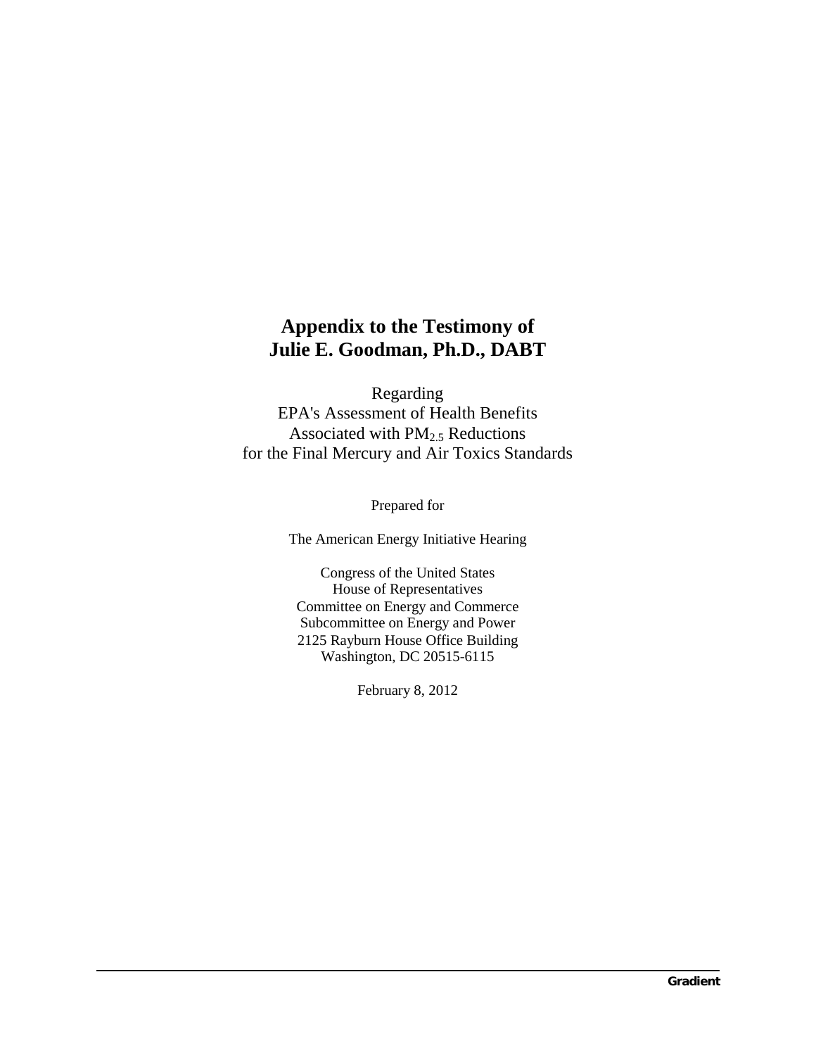# Appendix to the Testimony of Julie E. Goodman, Ph.D., DABT

Regarding
EPA's Assessment of Health Benefits
Associated with $PM_{2.5}$ Reductions
for the Final Mercury and Air Toxics Standards

Prepared for

The American Energy Initiative Hearing

Congress of the United States
House of Representatives
Committee on Energy and Commerce
Subcommittee on Energy and Power
2125 Rayburn House Office Building
Washington, DC 20515-6115

February 8, 2012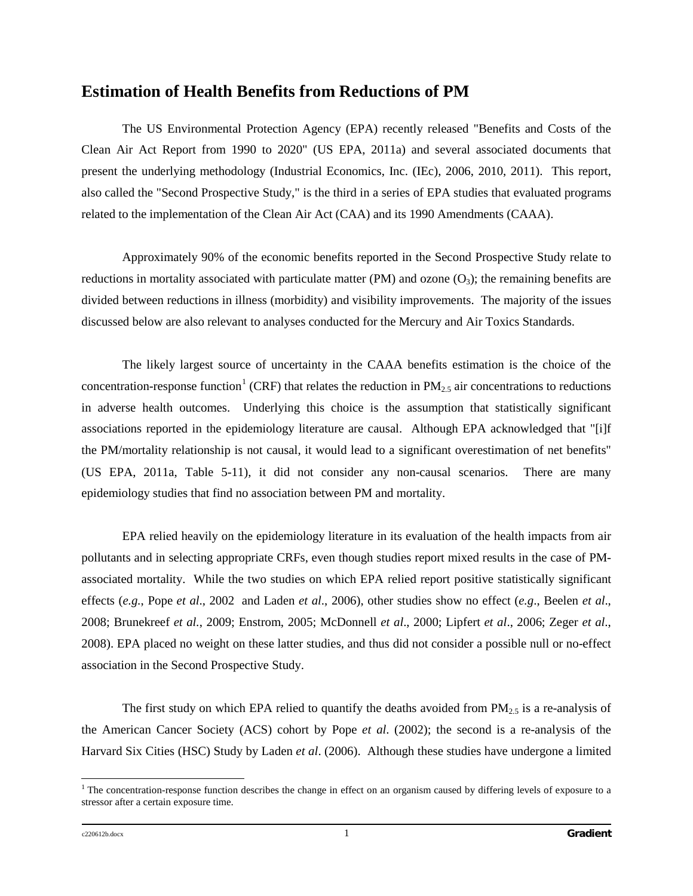## Estimation of Health Benefits from Reductions of PM

The US Environmental Protection Agency (EPA) recently released "Benefits and Costs of the Clean Air Act Report from 1990 to 2020" (US EPA, 2011a) and several associated documents that present the underlying methodology (Industrial Economics, Inc. (IEc), 2006, 2010, 2011). This report, also called the "Second Prospective Study," is the third in a series of EPA studies that evaluated programs related to the implementation of the Clean Air Act (CAA) and its 1990 Amendments (CAAA).

Approximately 90% of the economic benefits reported in the Second Prospective Study relate to reductions in mortality associated with particulate matter (PM) and ozone ($O_3$); the remaining benefits are divided between reductions in illness (morbidity) and visibility improvements. The majority of the issues discussed below are also relevant to analyses conducted for the Mercury and Air Toxics Standards.

The likely largest source of uncertainty in the CAAA benefits estimation is the choice of the concentration-response function[1] (CRF) that relates the reduction in $PM_{2.5}$ air concentrations to reductions in adverse health outcomes. Underlying this choice is the assumption that statistically significant associations reported in the epidemiology literature are causal. Although EPA acknowledged that "[i]f the PM/mortality relationship is not causal, it would lead to a significant overestimation of net benefits" (US EPA, 2011a, Table 5-11), it did not consider any non-causal scenarios. There are many epidemiology studies that find no association between PM and mortality.

EPA relied heavily on the epidemiology literature in its evaluation of the health impacts from air pollutants and in selecting appropriate CRFs, even though studies report mixed results in the case of PM-associated mortality. While the two studies on which EPA relied report positive statistically significant effects (*e.g.*, Pope *et al*., 2002 and Laden *et al*., 2006), other studies show no effect (*e.g*., Beelen *et al*., 2008; Brunekreef *et al*., 2009; Enstrom, 2005; McDonnell *et al*., 2000; Lipfert *et al*., 2006; Zeger *et al*., 2008). EPA placed no weight on these latter studies, and thus did not consider a possible null or no-effect association in the Second Prospective Study.

The first study on which EPA relied to quantify the deaths avoided from $PM_{2.5}$ is a re-analysis of the American Cancer Society (ACS) cohort by Pope *et al*. (2002); the second is a re-analysis of the Harvard Six Cities (HSC) Study by Laden *et al*. (2006). Although these studies have undergone a limited

[1] The concentration-response function describes the change in effect on an organism caused by differing levels of exposure to a stressor after a certain exposure time.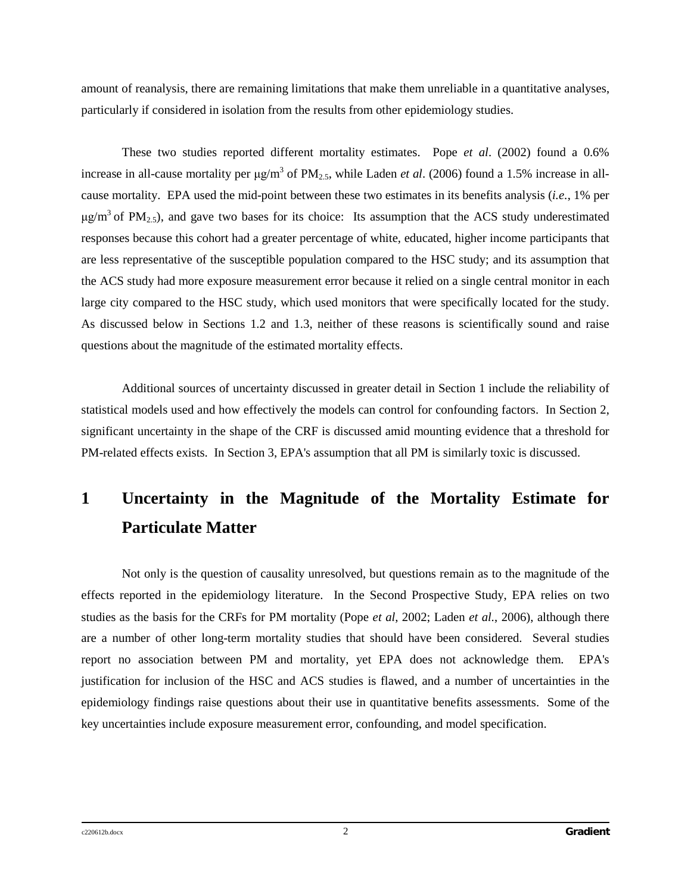amount of reanalysis, there are remaining limitations that make them unreliable in a quantitative analyses, particularly if considered in isolation from the results from other epidemiology studies.

These two studies reported different mortality estimates. Pope *et al*. (2002) found a 0.6% increase in all-cause mortality per $\mu g/m^3$ of $PM_{2.5}$, while Laden *et al*. (2006) found a 1.5% increase in all-cause mortality. EPA used the mid-point between these two estimates in its benefits analysis (*i.e.*, 1% per $\mu g/m^3$ of $PM_{2.5}$), and gave two bases for its choice: Its assumption that the ACS study underestimated responses because this cohort had a greater percentage of white, educated, higher income participants that are less representative of the susceptible population compared to the HSC study; and its assumption that the ACS study had more exposure measurement error because it relied on a single central monitor in each large city compared to the HSC study, which used monitors that were specifically located for the study. As discussed below in Sections 1.2 and 1.3, neither of these reasons is scientifically sound and raise questions about the magnitude of the estimated mortality effects.

Additional sources of uncertainty discussed in greater detail in Section 1 include the reliability of statistical models used and how effectively the models can control for confounding factors. In Section 2, significant uncertainty in the shape of the CRF is discussed amid mounting evidence that a threshold for PM-related effects exists. In Section 3, EPA's assumption that all PM is similarly toxic is discussed.

# 1 Uncertainty in the Magnitude of the Mortality Estimate for Particulate Matter

Not only is the question of causality unresolved, but questions remain as to the magnitude of the effects reported in the epidemiology literature. In the Second Prospective Study, EPA relies on two studies as the basis for the CRFs for PM mortality (Pope *et al*, 2002; Laden *et al*., 2006), although there are a number of other long-term mortality studies that should have been considered. Several studies report no association between PM and mortality, yet EPA does not acknowledge them. EPA's justification for inclusion of the HSC and ACS studies is flawed, and a number of uncertainties in the epidemiology findings raise questions about their use in quantitative benefits assessments. Some of the key uncertainties include exposure measurement error, confounding, and model specification.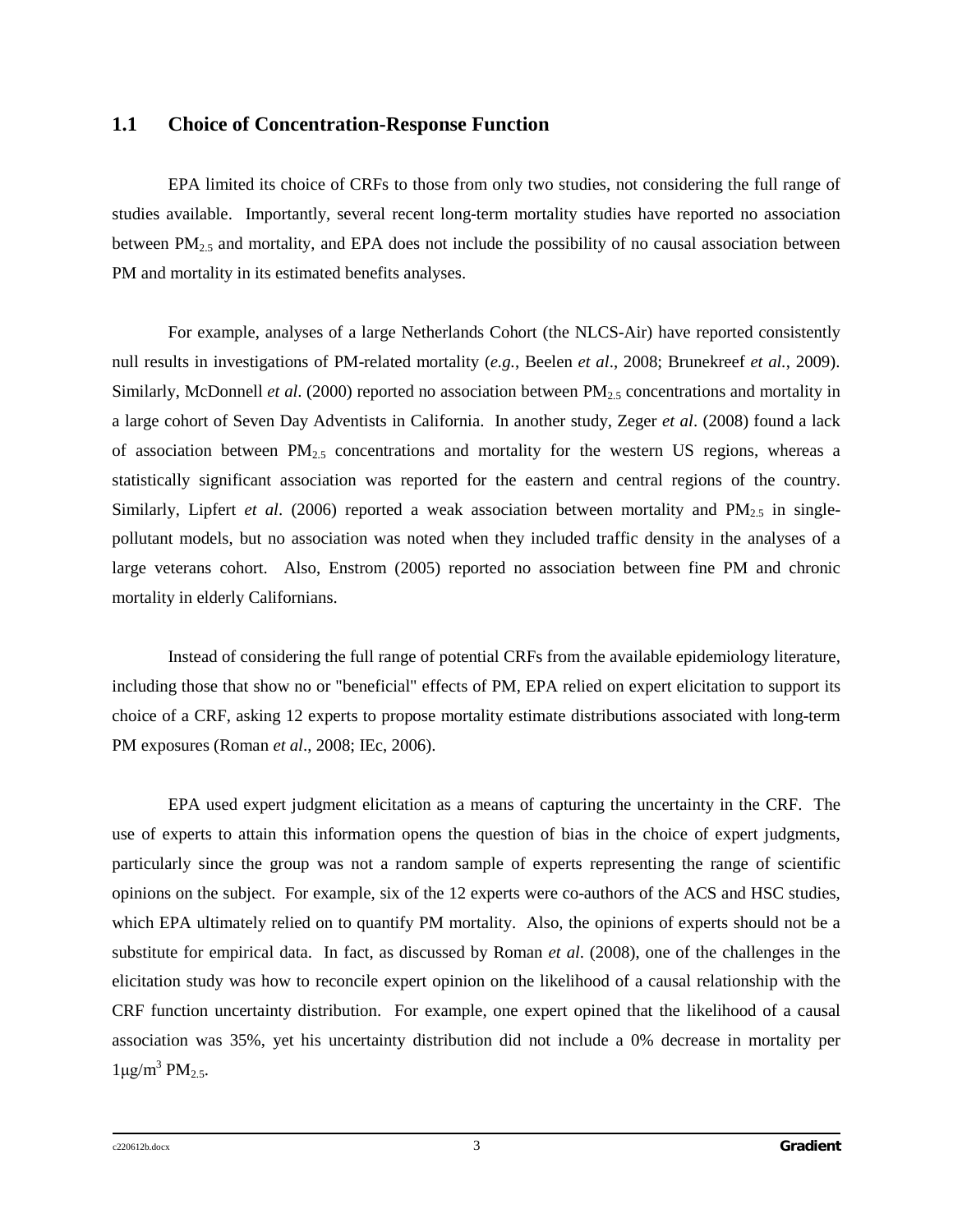## 1.1 Choice of Concentration-Response Function

EPA limited its choice of CRFs to those from only two studies, not considering the full range of studies available. Importantly, several recent long-term mortality studies have reported no association between $PM_{2.5}$ and mortality, and EPA does not include the possibility of no causal association between PM and mortality in its estimated benefits analyses.

For example, analyses of a large Netherlands Cohort (the NLCS-Air) have reported consistently null results in investigations of PM-related mortality (*e.g.*, Beelen *et al*., 2008; Brunekreef *et al.*, 2009). Similarly, McDonnell *et al*. (2000) reported no association between $PM_{2.5}$ concentrations and mortality in a large cohort of Seven Day Adventists in California. In another study, Zeger *et al*. (2008) found a lack of association between $PM_{2.5}$ concentrations and mortality for the western US regions, whereas a statistically significant association was reported for the eastern and central regions of the country. Similarly, Lipfert *et al*. (2006) reported a weak association between mortality and $PM_{2.5}$ in single-pollutant models, but no association was noted when they included traffic density in the analyses of a large veterans cohort. Also, Enstrom (2005) reported no association between fine PM and chronic mortality in elderly Californians.

Instead of considering the full range of potential CRFs from the available epidemiology literature, including those that show no or "beneficial" effects of PM, EPA relied on expert elicitation to support its choice of a CRF, asking 12 experts to propose mortality estimate distributions associated with long-term PM exposures (Roman *et al*., 2008; IEc, 2006).

EPA used expert judgment elicitation as a means of capturing the uncertainty in the CRF. The use of experts to attain this information opens the question of bias in the choice of expert judgments, particularly since the group was not a random sample of experts representing the range of scientific opinions on the subject. For example, six of the 12 experts were co-authors of the ACS and HSC studies, which EPA ultimately relied on to quantify PM mortality. Also, the opinions of experts should not be a substitute for empirical data. In fact, as discussed by Roman *et al*. (2008), one of the challenges in the elicitation study was how to reconcile expert opinion on the likelihood of a causal relationship with the CRF function uncertainty distribution. For example, one expert opined that the likelihood of a causal association was 35%, yet his uncertainty distribution did not include a 0% decrease in mortality per $1 \mu g/m^3$ $PM_{2.5}$.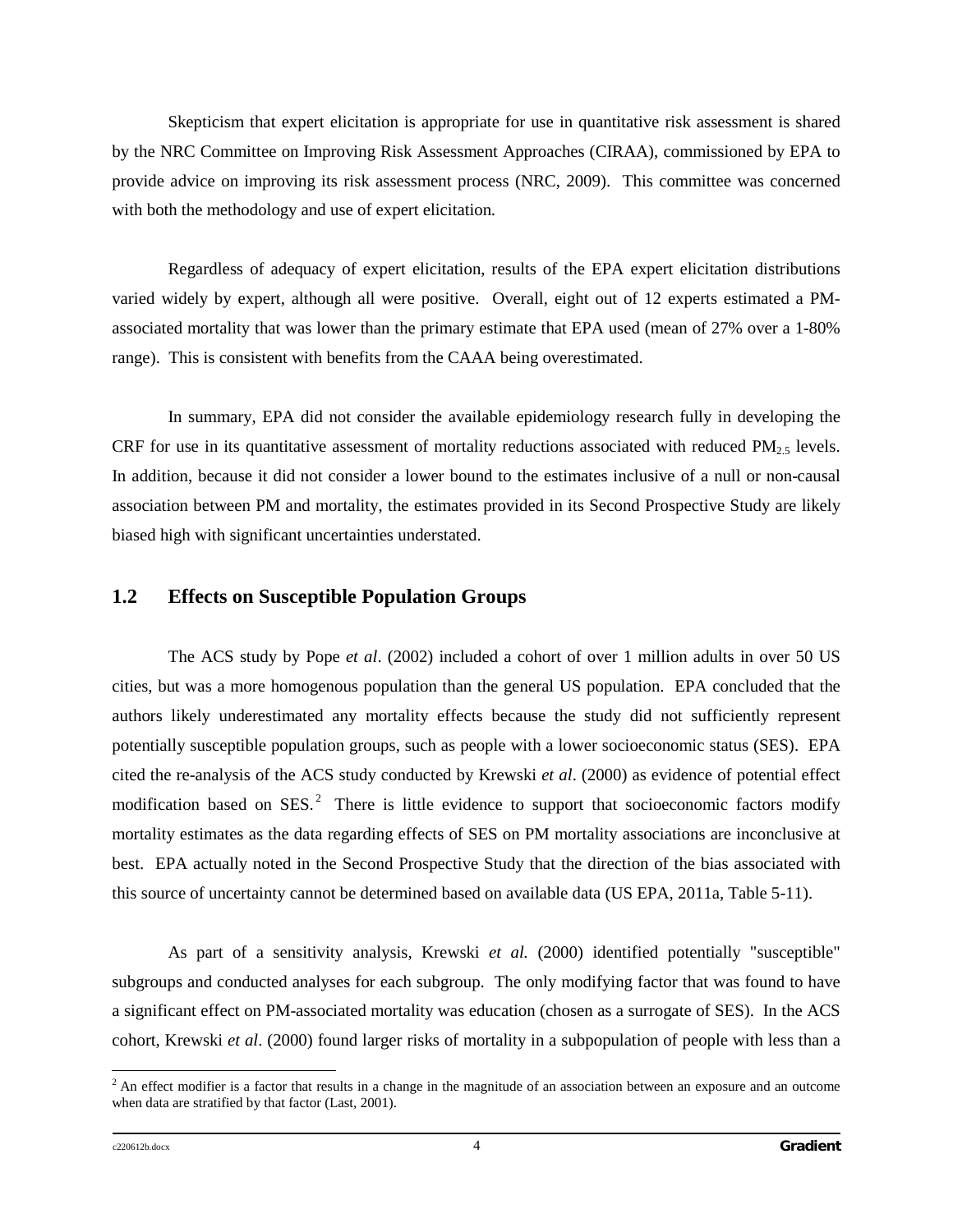Skepticism that expert elicitation is appropriate for use in quantitative risk assessment is shared by the NRC Committee on Improving Risk Assessment Approaches (CIRAA), commissioned by EPA to provide advice on improving its risk assessment process (NRC, 2009). This committee was concerned with both the methodology and use of expert elicitation.

Regardless of adequacy of expert elicitation, results of the EPA expert elicitation distributions varied widely by expert, although all were positive. Overall, eight out of 12 experts estimated a PM-associated mortality that was lower than the primary estimate that EPA used (mean of 27% over a 1-80% range). This is consistent with benefits from the CAAA being overestimated.

In summary, EPA did not consider the available epidemiology research fully in developing the CRF for use in its quantitative assessment of mortality reductions associated with reduced $PM_{2.5}$ levels. In addition, because it did not consider a lower bound to the estimates inclusive of a null or non-causal association between PM and mortality, the estimates provided in its Second Prospective Study are likely biased high with significant uncertainties understated.

## 1.2 Effects on Susceptible Population Groups

The ACS study by Pope *et al*. (2002) included a cohort of over 1 million adults in over 50 US cities, but was a more homogenous population than the general US population. EPA concluded that the authors likely underestimated any mortality effects because the study did not sufficiently represent potentially susceptible population groups, such as people with a lower socioeconomic status (SES). EPA cited the re-analysis of the ACS study conducted by Krewski *et al*. (2000) as evidence of potential effect modification based on SES.[2] There is little evidence to support that socioeconomic factors modify mortality estimates as the data regarding effects of SES on PM mortality associations are inconclusive at best. EPA actually noted in the Second Prospective Study that the direction of the bias associated with this source of uncertainty cannot be determined based on available data (US EPA, 2011a, Table 5-11).

As part of a sensitivity analysis, Krewski *et al.* (2000) identified potentially "susceptible" subgroups and conducted analyses for each subgroup. The only modifying factor that was found to have a significant effect on PM-associated mortality was education (chosen as a surrogate of SES). In the ACS cohort, Krewski *et al*. (2000) found larger risks of mortality in a subpopulation of people with less than a

[2] An effect modifier is a factor that results in a change in the magnitude of an association between an exposure and an outcome when data are stratified by that factor (Last, 2001).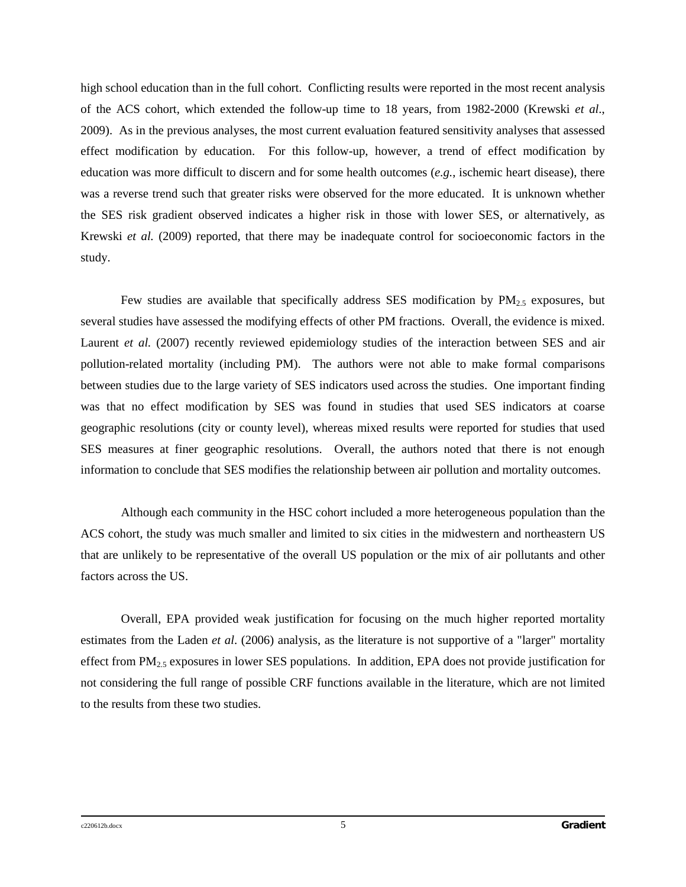high school education than in the full cohort. Conflicting results were reported in the most recent analysis of the ACS cohort, which extended the follow-up time to 18 years, from 1982-2000 (Krewski *et al.*, 2009). As in the previous analyses, the most current evaluation featured sensitivity analyses that assessed effect modification by education. For this follow-up, however, a trend of effect modification by education was more difficult to discern and for some health outcomes (*e.g.*, ischemic heart disease), there was a reverse trend such that greater risks were observed for the more educated. It is unknown whether the SES risk gradient observed indicates a higher risk in those with lower SES, or alternatively, as Krewski *et al.* (2009) reported, that there may be inadequate control for socioeconomic factors in the study.

Few studies are available that specifically address SES modification by $PM_{2.5}$ exposures, but several studies have assessed the modifying effects of other PM fractions. Overall, the evidence is mixed. Laurent *et al.* (2007) recently reviewed epidemiology studies of the interaction between SES and air pollution-related mortality (including PM). The authors were not able to make formal comparisons between studies due to the large variety of SES indicators used across the studies. One important finding was that no effect modification by SES was found in studies that used SES indicators at coarse geographic resolutions (city or county level), whereas mixed results were reported for studies that used SES measures at finer geographic resolutions. Overall, the authors noted that there is not enough information to conclude that SES modifies the relationship between air pollution and mortality outcomes.

Although each community in the HSC cohort included a more heterogeneous population than the ACS cohort, the study was much smaller and limited to six cities in the midwestern and northeastern US that are unlikely to be representative of the overall US population or the mix of air pollutants and other factors across the US.

Overall, EPA provided weak justification for focusing on the much higher reported mortality estimates from the Laden *et al*. (2006) analysis, as the literature is not supportive of a "larger" mortality effect from $PM_{2.5}$ exposures in lower SES populations. In addition, EPA does not provide justification for not considering the full range of possible CRF functions available in the literature, which are not limited to the results from these two studies.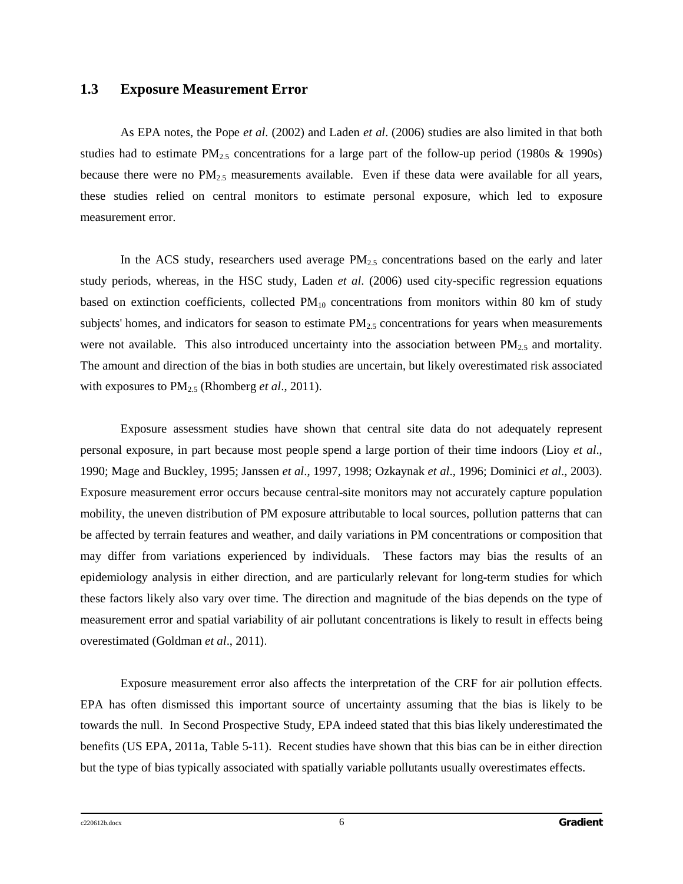## 1.3 Exposure Measurement Error

As EPA notes, the Pope *et al.* (2002) and Laden *et al*. (2006) studies are also limited in that both studies had to estimate $PM_{2.5}$ concentrations for a large part of the follow-up period (1980s & 1990s) because there were no $PM_{2.5}$ measurements available. Even if these data were available for all years, these studies relied on central monitors to estimate personal exposure, which led to exposure measurement error.

In the ACS study, researchers used average $PM_{2.5}$ concentrations based on the early and later study periods, whereas, in the HSC study, Laden *et al.* (2006) used city-specific regression equations based on extinction coefficients, collected $PM_{10}$ concentrations from monitors within 80 km of study subjects' homes, and indicators for season to estimate $PM_{2.5}$ concentrations for years when measurements were not available. This also introduced uncertainty into the association between $PM_{2.5}$ and mortality. The amount and direction of the bias in both studies are uncertain, but likely overestimated risk associated with exposures to $PM_{2.5}$ (Rhomberg *et al*., 2011).

Exposure assessment studies have shown that central site data do not adequately represent personal exposure, in part because most people spend a large portion of their time indoors (Lioy *et al*., 1990; Mage and Buckley, 1995; Janssen *et al*., 1997, 1998; Ozkaynak *et al*., 1996; Dominici *et al*., 2003). Exposure measurement error occurs because central-site monitors may not accurately capture population mobility, the uneven distribution of PM exposure attributable to local sources, pollution patterns that can be affected by terrain features and weather, and daily variations in PM concentrations or composition that may differ from variations experienced by individuals. These factors may bias the results of an epidemiology analysis in either direction, and are particularly relevant for long-term studies for which these factors likely also vary over time. The direction and magnitude of the bias depends on the type of measurement error and spatial variability of air pollutant concentrations is likely to result in effects being overestimated (Goldman *et al*., 2011).

Exposure measurement error also affects the interpretation of the CRF for air pollution effects. EPA has often dismissed this important source of uncertainty assuming that the bias is likely to be towards the null. In Second Prospective Study, EPA indeed stated that this bias likely underestimated the benefits (US EPA, 2011a, Table 5-11). Recent studies have shown that this bias can be in either direction but the type of bias typically associated with spatially variable pollutants usually overestimates effects.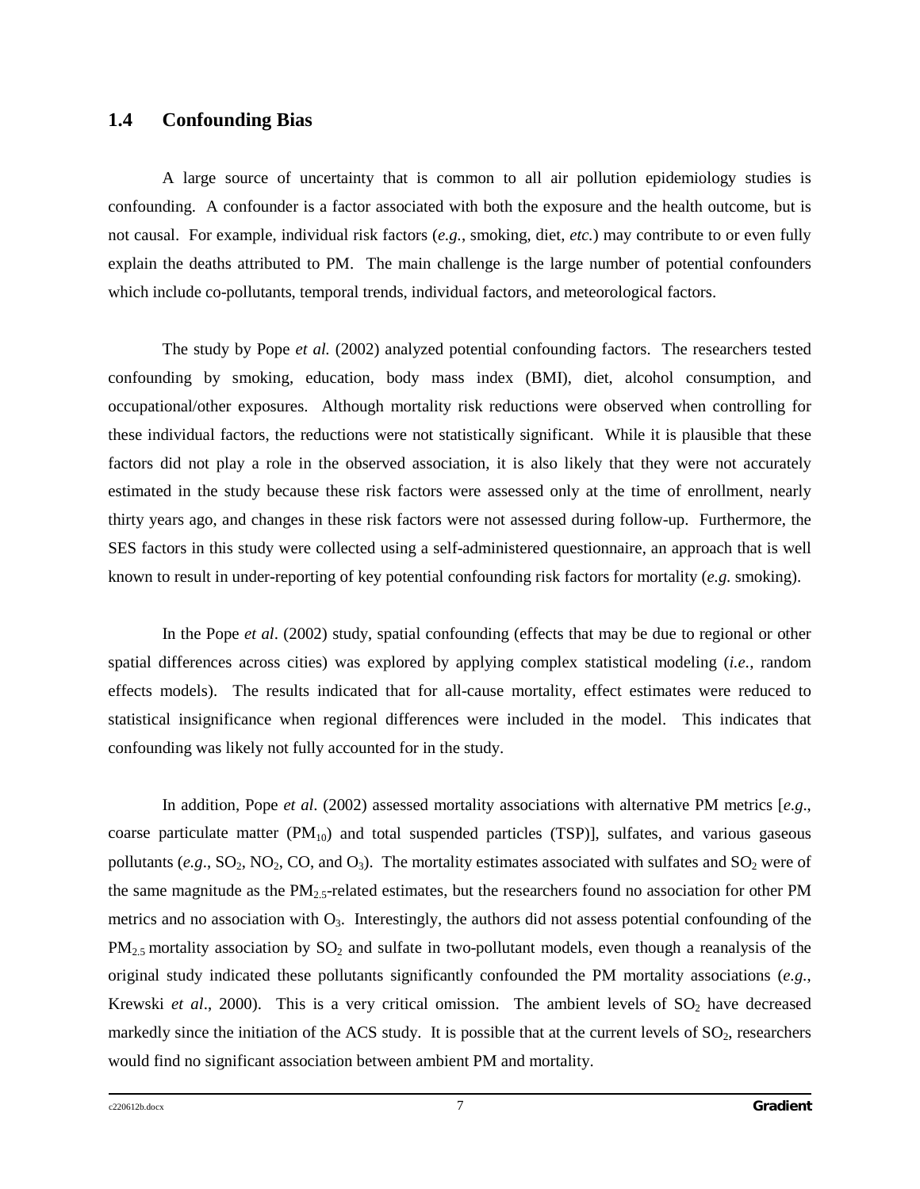## 1.4 Confounding Bias

A large source of uncertainty that is common to all air pollution epidemiology studies is confounding. A confounder is a factor associated with both the exposure and the health outcome, but is not causal. For example, individual risk factors (*e.g.*, smoking, diet, *etc.*) may contribute to or even fully explain the deaths attributed to PM. The main challenge is the large number of potential confounders which include co-pollutants, temporal trends, individual factors, and meteorological factors.

The study by Pope *et al.* (2002) analyzed potential confounding factors. The researchers tested confounding by smoking, education, body mass index (BMI), diet, alcohol consumption, and occupational/other exposures. Although mortality risk reductions were observed when controlling for these individual factors, the reductions were not statistically significant. While it is plausible that these factors did not play a role in the observed association, it is also likely that they were not accurately estimated in the study because these risk factors were assessed only at the time of enrollment, nearly thirty years ago, and changes in these risk factors were not assessed during follow-up. Furthermore, the SES factors in this study were collected using a self-administered questionnaire, an approach that is well known to result in under-reporting of key potential confounding risk factors for mortality (*e.g.* smoking).

In the Pope *et al*. (2002) study, spatial confounding (effects that may be due to regional or other spatial differences across cities) was explored by applying complex statistical modeling (*i.e.*, random effects models). The results indicated that for all-cause mortality, effect estimates were reduced to statistical insignificance when regional differences were included in the model. This indicates that confounding was likely not fully accounted for in the study.

In addition, Pope *et al*. (2002) assessed mortality associations with alternative PM metrics [*e.g*., coarse particulate matter ($PM_{10}$) and total suspended particles (TSP)], sulfates, and various gaseous pollutants (*e.g*., $SO_2$, $NO_2$, CO, and $O_3$). The mortality estimates associated with sulfates and $SO_2$ were of the same magnitude as the $PM_{2.5}$-related estimates, but the researchers found no association for other PM metrics and no association with $O_3$. Interestingly, the authors did not assess potential confounding of the $PM_{2.5}$ mortality association by $SO_2$ and sulfate in two-pollutant models, even though a reanalysis of the original study indicated these pollutants significantly confounded the PM mortality associations (*e.g.*, Krewski *et al*., 2000). This is a very critical omission. The ambient levels of $SO_2$ have decreased markedly since the initiation of the ACS study. It is possible that at the current levels of $SO_2$, researchers would find no significant association between ambient PM and mortality.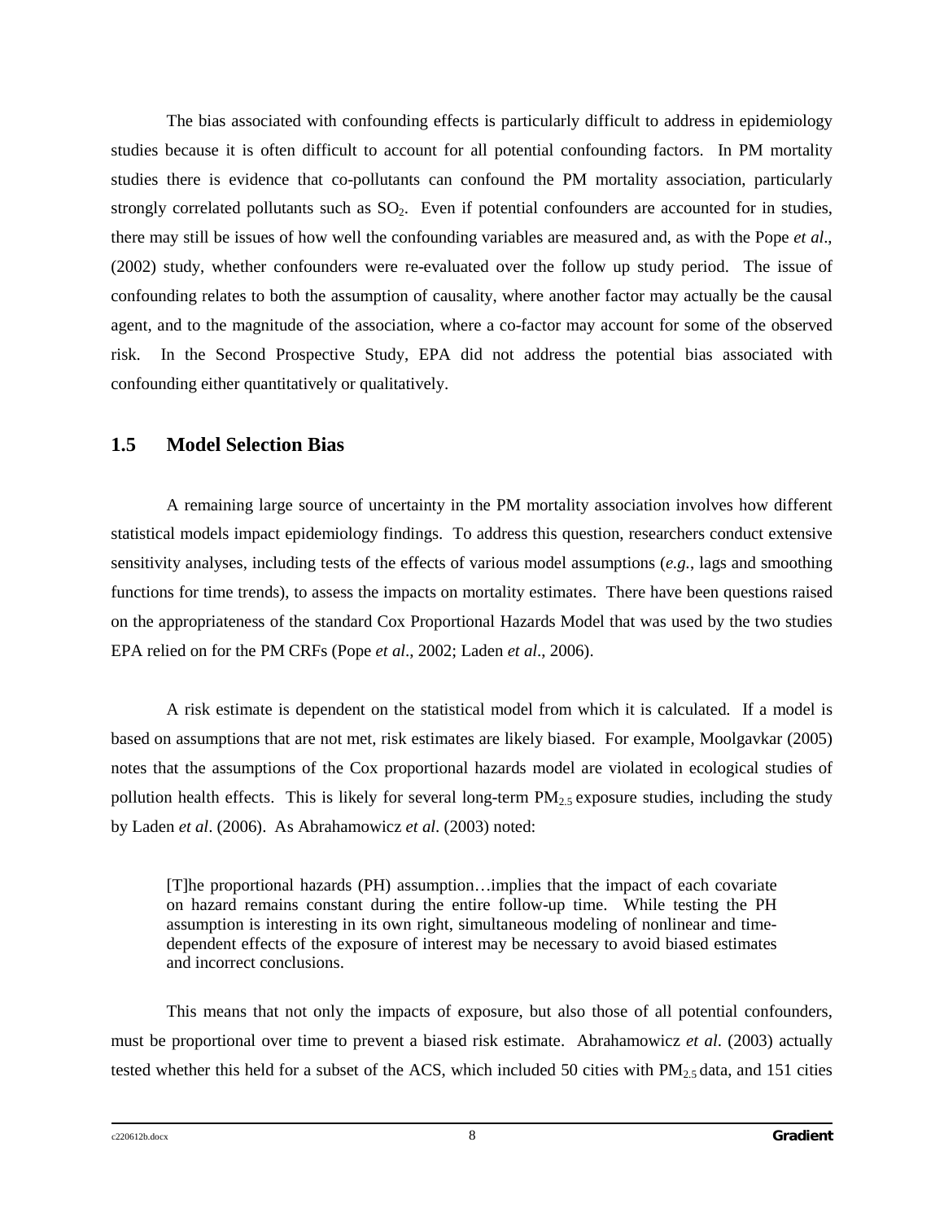The bias associated with confounding effects is particularly difficult to address in epidemiology studies because it is often difficult to account for all potential confounding factors. In PM mortality studies there is evidence that co-pollutants can confound the PM mortality association, particularly strongly correlated pollutants such as $SO_2$. Even if potential confounders are accounted for in studies, there may still be issues of how well the confounding variables are measured and, as with the Pope *et al*., (2002) study, whether confounders were re-evaluated over the follow up study period. The issue of confounding relates to both the assumption of causality, where another factor may actually be the causal agent, and to the magnitude of the association, where a co-factor may account for some of the observed risk. In the Second Prospective Study, EPA did not address the potential bias associated with confounding either quantitatively or qualitatively.

## 1.5 Model Selection Bias

A remaining large source of uncertainty in the PM mortality association involves how different statistical models impact epidemiology findings. To address this question, researchers conduct extensive sensitivity analyses, including tests of the effects of various model assumptions (*e.g.*, lags and smoothing functions for time trends), to assess the impacts on mortality estimates. There have been questions raised on the appropriateness of the standard Cox Proportional Hazards Model that was used by the two studies EPA relied on for the PM CRFs (Pope *et al*., 2002; Laden *et al*., 2006).

A risk estimate is dependent on the statistical model from which it is calculated. If a model is based on assumptions that are not met, risk estimates are likely biased. For example, Moolgavkar (2005) notes that the assumptions of the Cox proportional hazards model are violated in ecological studies of pollution health effects. This is likely for several long-term $PM_{2.5}$ exposure studies, including the study by Laden *et al*. (2006). As Abrahamowicz *et al*. (2003) noted:

> [T]he proportional hazards (PH) assumption…implies that the impact of each covariate on hazard remains constant during the entire follow-up time. While testing the PH assumption is interesting in its own right, simultaneous modeling of nonlinear and time-dependent effects of the exposure of interest may be necessary to avoid biased estimates and incorrect conclusions.

This means that not only the impacts of exposure, but also those of all potential confounders, must be proportional over time to prevent a biased risk estimate. Abrahamowicz *et al*. (2003) actually tested whether this held for a subset of the ACS, which included 50 cities with $PM_{2.5}$ data, and 151 cities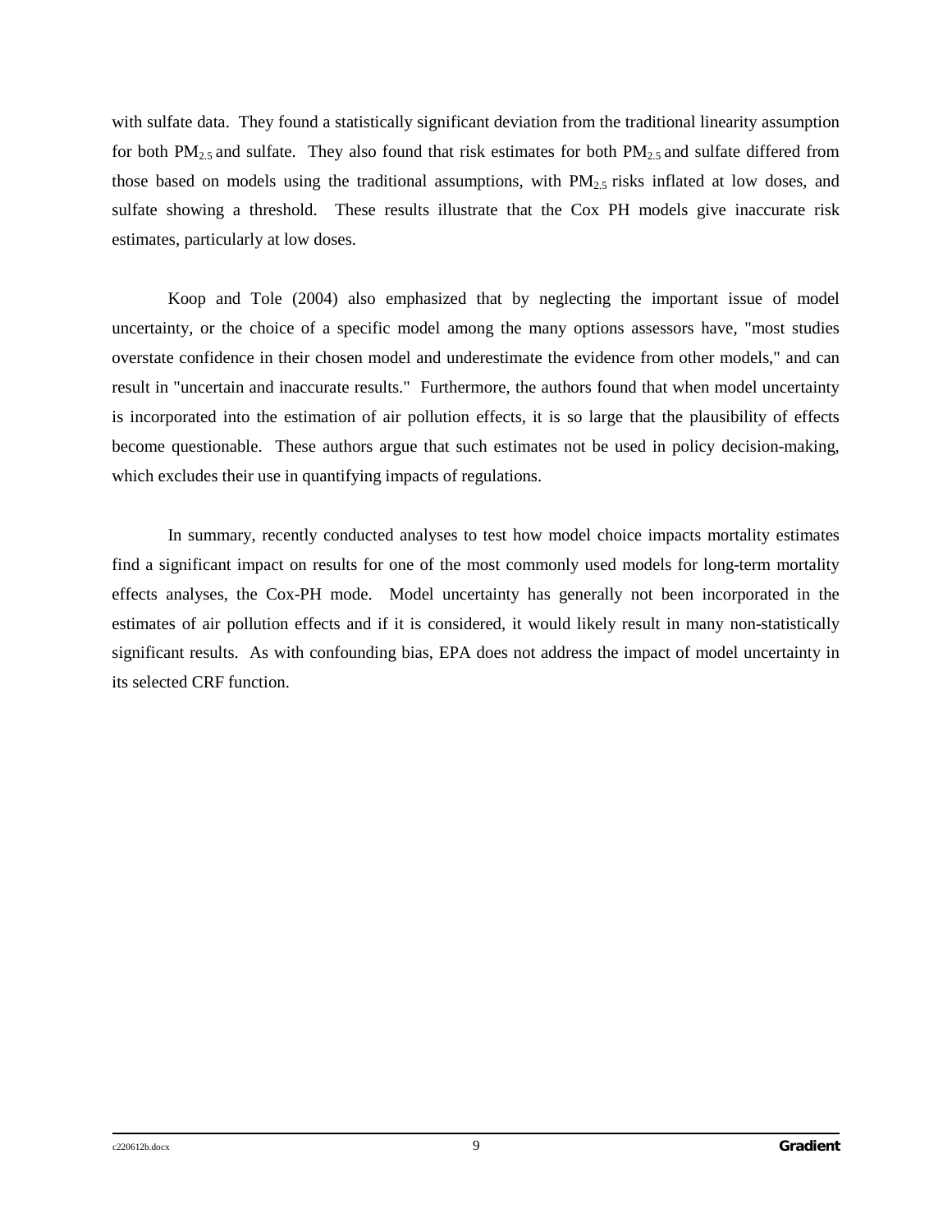with sulfate data. They found a statistically significant deviation from the traditional linearity assumption for both $PM_{2.5}$ and sulfate. They also found that risk estimates for both $PM_{2.5}$ and sulfate differed from those based on models using the traditional assumptions, with $PM_{2.5}$ risks inflated at low doses, and sulfate showing a threshold. These results illustrate that the Cox PH models give inaccurate risk estimates, particularly at low doses.

Koop and Tole (2004) also emphasized that by neglecting the important issue of model uncertainty, or the choice of a specific model among the many options assessors have, "most studies overstate confidence in their chosen model and underestimate the evidence from other models," and can result in "uncertain and inaccurate results." Furthermore, the authors found that when model uncertainty is incorporated into the estimation of air pollution effects, it is so large that the plausibility of effects become questionable. These authors argue that such estimates not be used in policy decision-making, which excludes their use in quantifying impacts of regulations.

In summary, recently conducted analyses to test how model choice impacts mortality estimates find a significant impact on results for one of the most commonly used models for long-term mortality effects analyses, the Cox-PH mode. Model uncertainty has generally not been incorporated in the estimates of air pollution effects and if it is considered, it would likely result in many non-statistically significant results. As with confounding bias, EPA does not address the impact of model uncertainty in its selected CRF function.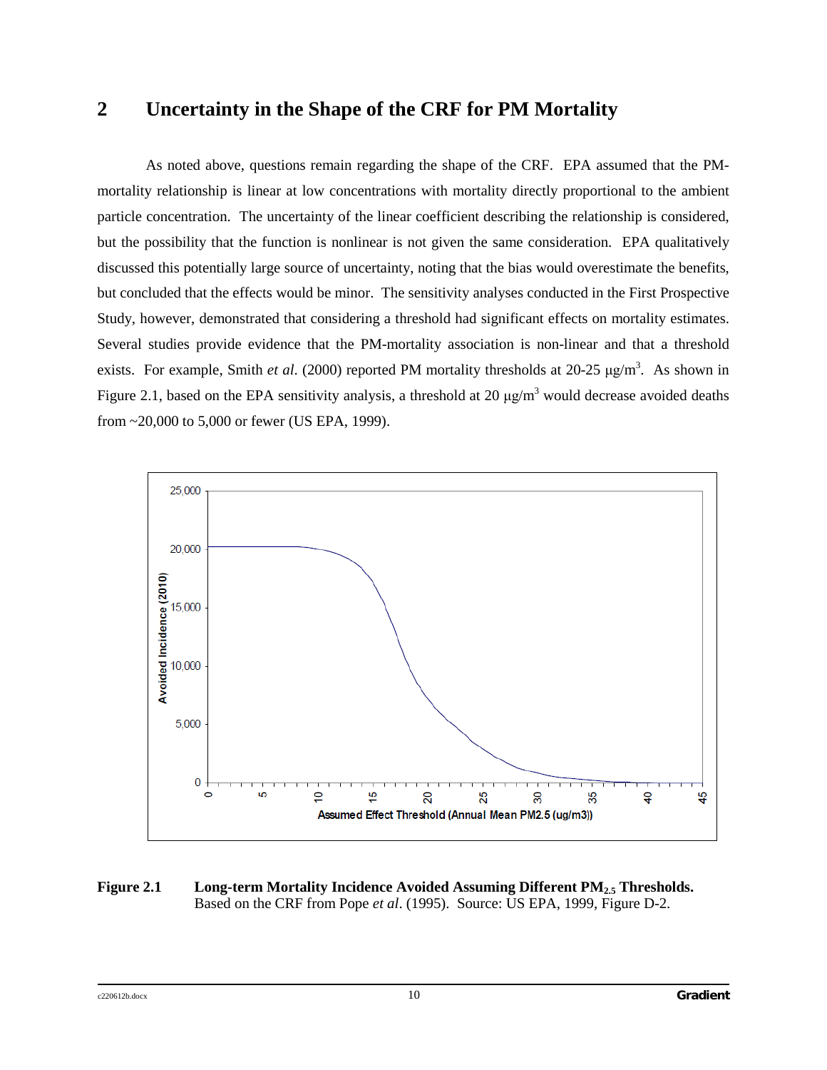## 2 Uncertainty in the Shape of the CRF for PM Mortality

As noted above, questions remain regarding the shape of the CRF. EPA assumed that the PM-mortality relationship is linear at low concentrations with mortality directly proportional to the ambient particle concentration. The uncertainty of the linear coefficient describing the relationship is considered, but the possibility that the function is nonlinear is not given the same consideration. EPA qualitatively discussed this potentially large source of uncertainty, noting that the bias would overestimate the benefits, but concluded that the effects would be minor. The sensitivity analyses conducted in the First Prospective Study, however, demonstrated that considering a threshold had significant effects on mortality estimates. Several studies provide evidence that the PM-mortality association is non-linear and that a threshold exists. For example, Smith *et al*. (2000) reported PM mortality thresholds at 20-25 $\mu g/m^3$. As shown in Figure 2.1, based on the EPA sensitivity analysis, a threshold at 20 $\mu g/m^3$ would decrease avoided deaths from ~20,000 to 5,000 or fewer (US EPA, 1999).

**Figure 2.1 Long-term Mortality Incidence Avoided Assuming Different $PM_{2.5}$ Thresholds.** Based on the CRF from Pope *et al*. (1995). Source: US EPA, 1999, Figure D-2.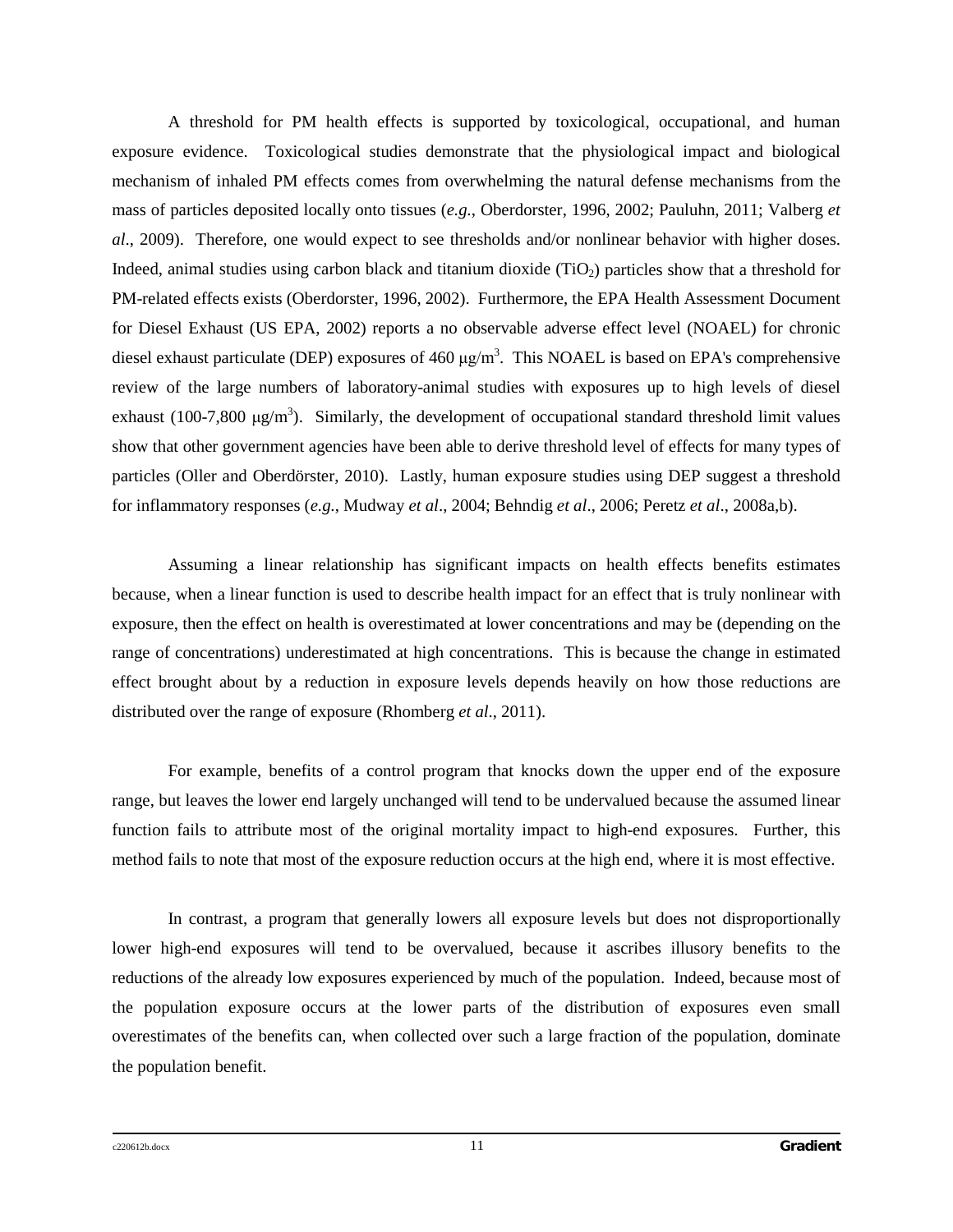A threshold for PM health effects is supported by toxicological, occupational, and human exposure evidence. Toxicological studies demonstrate that the physiological impact and biological mechanism of inhaled PM effects comes from overwhelming the natural defense mechanisms from the mass of particles deposited locally onto tissues (*e.g.*, Oberdorster, 1996, 2002; Pauluhn, 2011; Valberg *et al*., 2009). Therefore, one would expect to see thresholds and/or nonlinear behavior with higher doses. Indeed, animal studies using carbon black and titanium dioxide ($TiO_2$) particles show that a threshold for PM-related effects exists (Oberdorster, 1996, 2002). Furthermore, the EPA Health Assessment Document for Diesel Exhaust (US EPA, 2002) reports a no observable adverse effect level (NOAEL) for chronic diesel exhaust particulate (DEP) exposures of 460 $\mu g/m^3$. This NOAEL is based on EPA's comprehensive review of the large numbers of laboratory-animal studies with exposures up to high levels of diesel exhaust (100-7,800 $\mu g/m^3$). Similarly, the development of occupational standard threshold limit values show that other government agencies have been able to derive threshold level of effects for many types of particles (Oller and Oberdörster, 2010). Lastly, human exposure studies using DEP suggest a threshold for inflammatory responses (*e.g.*, Mudway *et al*., 2004; Behndig *et al*., 2006; Peretz *et al*., 2008a,b).

Assuming a linear relationship has significant impacts on health effects benefits estimates because, when a linear function is used to describe health impact for an effect that is truly nonlinear with exposure, then the effect on health is overestimated at lower concentrations and may be (depending on the range of concentrations) underestimated at high concentrations. This is because the change in estimated effect brought about by a reduction in exposure levels depends heavily on how those reductions are distributed over the range of exposure (Rhomberg *et al*., 2011).

For example, benefits of a control program that knocks down the upper end of the exposure range, but leaves the lower end largely unchanged will tend to be undervalued because the assumed linear function fails to attribute most of the original mortality impact to high-end exposures. Further, this method fails to note that most of the exposure reduction occurs at the high end, where it is most effective.

In contrast, a program that generally lowers all exposure levels but does not disproportionally lower high-end exposures will tend to be overvalued, because it ascribes illusory benefits to the reductions of the already low exposures experienced by much of the population. Indeed, because most of the population exposure occurs at the lower parts of the distribution of exposures even small overestimates of the benefits can, when collected over such a large fraction of the population, dominate the population benefit.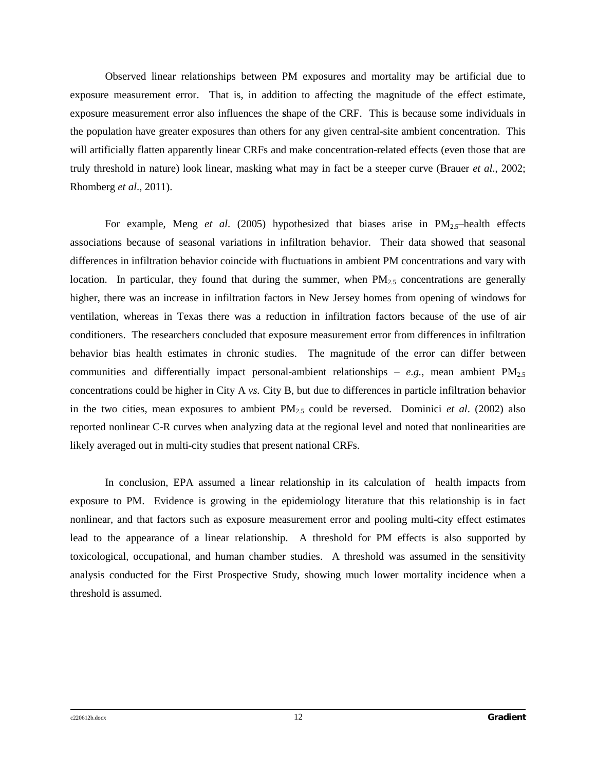Observed linear relationships between PM exposures and mortality may be artificial due to exposure measurement error. That is, in addition to affecting the magnitude of the effect estimate, exposure measurement error also influences the **s**hape of the CRF. This is because some individuals in the population have greater exposures than others for any given central-site ambient concentration. This will artificially flatten apparently linear CRFs and make concentration-related effects (even those that are truly threshold in nature) look linear, masking what may in fact be a steeper curve (Brauer *et al*., 2002; Rhomberg *et al*., 2011).

For example, Meng *et al*. (2005) hypothesized that biases arise in $PM_{2.5}$–health effects associations because of seasonal variations in infiltration behavior. Their data showed that seasonal differences in infiltration behavior coincide with fluctuations in ambient PM concentrations and vary with location. In particular, they found that during the summer, when $PM_{2.5}$ concentrations are generally higher, there was an increase in infiltration factors in New Jersey homes from opening of windows for ventilation, whereas in Texas there was a reduction in infiltration factors because of the use of air conditioners. The researchers concluded that exposure measurement error from differences in infiltration behavior bias health estimates in chronic studies. The magnitude of the error can differ between communities and differentially impact personal-ambient relationships – *e.g.*, mean ambient $PM_{2.5}$ concentrations could be higher in City A *vs.* City B, but due to differences in particle infiltration behavior in the two cities, mean exposures to ambient $PM_{2.5}$ could be reversed. Dominici *et al*. (2002) also reported nonlinear C-R curves when analyzing data at the regional level and noted that nonlinearities are likely averaged out in multi-city studies that present national CRFs.

In conclusion, EPA assumed a linear relationship in its calculation of health impacts from exposure to PM. Evidence is growing in the epidemiology literature that this relationship is in fact nonlinear, and that factors such as exposure measurement error and pooling multi-city effect estimates lead to the appearance of a linear relationship. A threshold for PM effects is also supported by toxicological, occupational, and human chamber studies. A threshold was assumed in the sensitivity analysis conducted for the First Prospective Study, showing much lower mortality incidence when a threshold is assumed.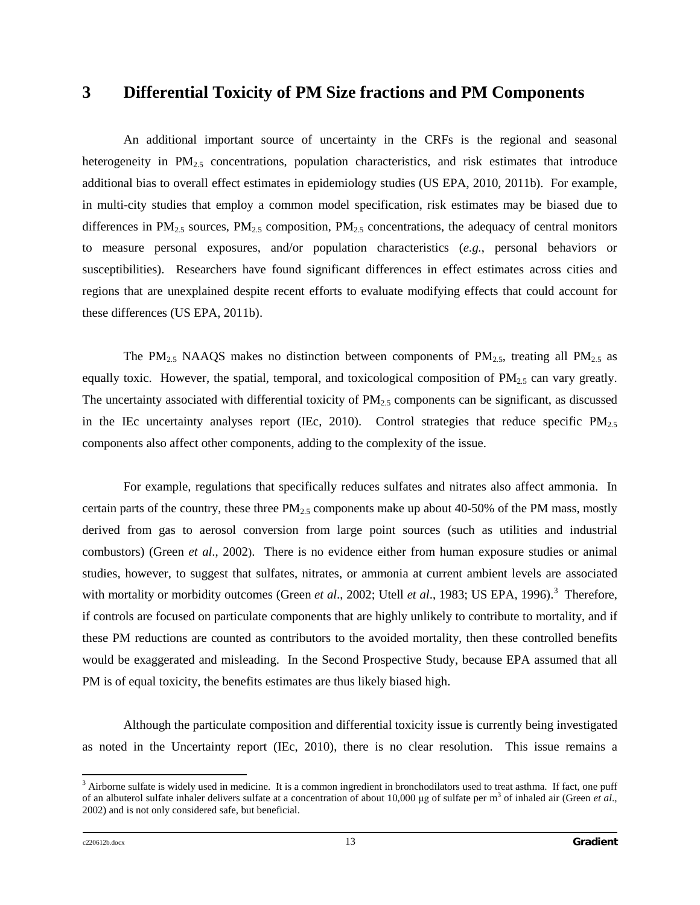# 3 Differential Toxicity of PM Size fractions and PM Components

An additional important source of uncertainty in the CRFs is the regional and seasonal heterogeneity in $PM_{2.5}$ concentrations, population characteristics, and risk estimates that introduce additional bias to overall effect estimates in epidemiology studies (US EPA, 2010, 2011b). For example, in multi-city studies that employ a common model specification, risk estimates may be biased due to differences in $PM_{2.5}$ sources, $PM_{2.5}$ composition, $PM_{2.5}$ concentrations, the adequacy of central monitors to measure personal exposures, and/or population characteristics (*e.g.*, personal behaviors or susceptibilities). Researchers have found significant differences in effect estimates across cities and regions that are unexplained despite recent efforts to evaluate modifying effects that could account for these differences (US EPA, 2011b).

The $PM_{2.5}$ NAAQS makes no distinction between components of $PM_{2.5}$, treating all $PM_{2.5}$ as equally toxic. However, the spatial, temporal, and toxicological composition of $PM_{2.5}$ can vary greatly. The uncertainty associated with differential toxicity of $PM_{2.5}$ components can be significant, as discussed in the IEc uncertainty analyses report (IEc, 2010). Control strategies that reduce specific $PM_{2.5}$ components also affect other components, adding to the complexity of the issue.

For example, regulations that specifically reduces sulfates and nitrates also affect ammonia. In certain parts of the country, these three $PM_{2.5}$ components make up about 40-50% of the PM mass, mostly derived from gas to aerosol conversion from large point sources (such as utilities and industrial combustors) (Green *et al*., 2002). There is no evidence either from human exposure studies or animal studies, however, to suggest that sulfates, nitrates, or ammonia at current ambient levels are associated with mortality or morbidity outcomes (Green *et al*., 2002; Utell *et al*., 1983; US EPA, 1996).[3] Therefore, if controls are focused on particulate components that are highly unlikely to contribute to mortality, and if these PM reductions are counted as contributors to the avoided mortality, then these controlled benefits would be exaggerated and misleading. In the Second Prospective Study, because EPA assumed that all PM is of equal toxicity, the benefits estimates are thus likely biased high.

Although the particulate composition and differential toxicity issue is currently being investigated as noted in the Uncertainty report (IEc, 2010), there is no clear resolution. This issue remains a

[3] Airborne sulfate is widely used in medicine. It is a common ingredient in bronchodilators used to treat asthma. If fact, one puff of an albuterol sulfate inhaler delivers sulfate at a concentration of about 10,000 μg of sulfate per $m^3$ of inhaled air (Green *et al*., 2002) and is not only considered safe, but beneficial.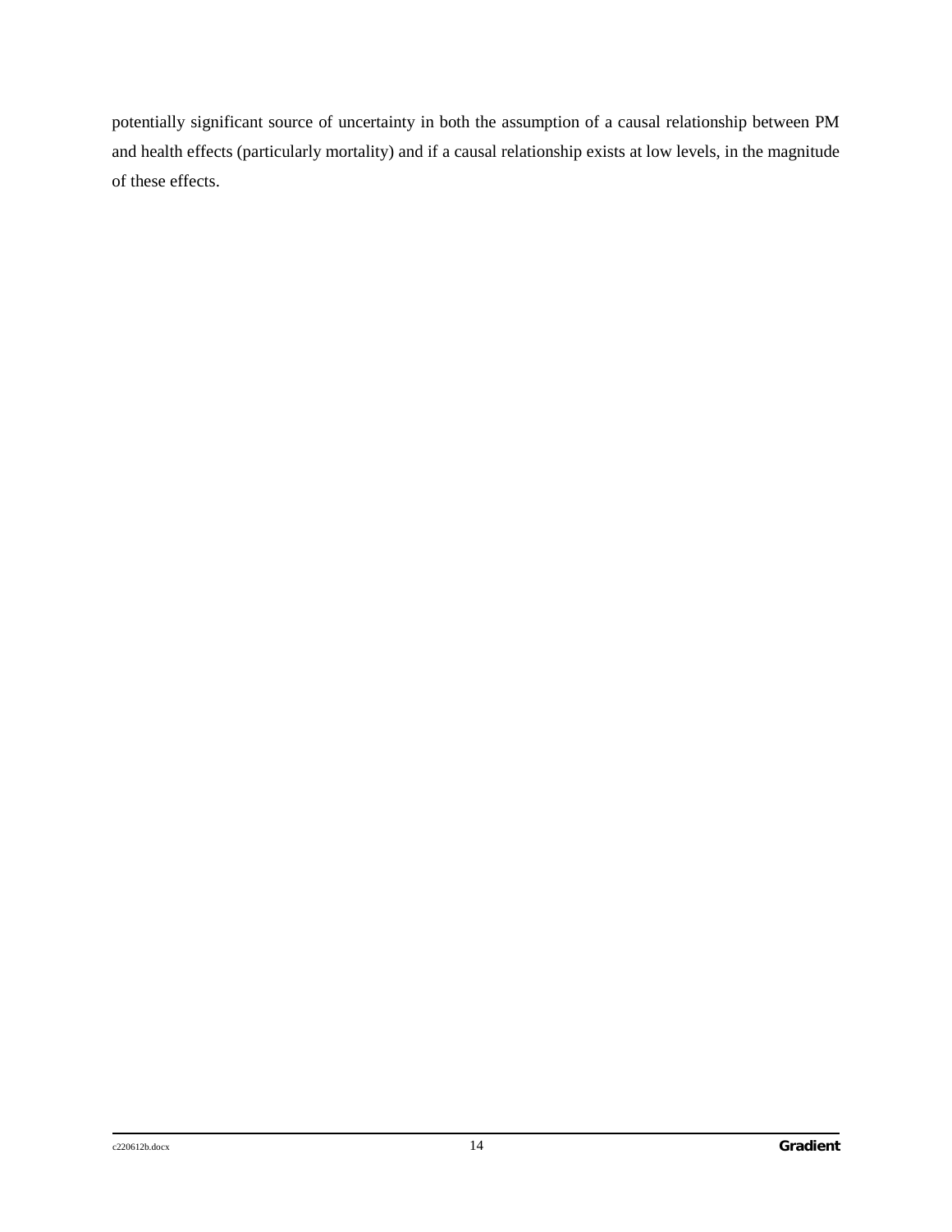potentially significant source of uncertainty in both the assumption of a causal relationship between PM and health effects (particularly mortality) and if a causal relationship exists at low levels, in the magnitude of these effects.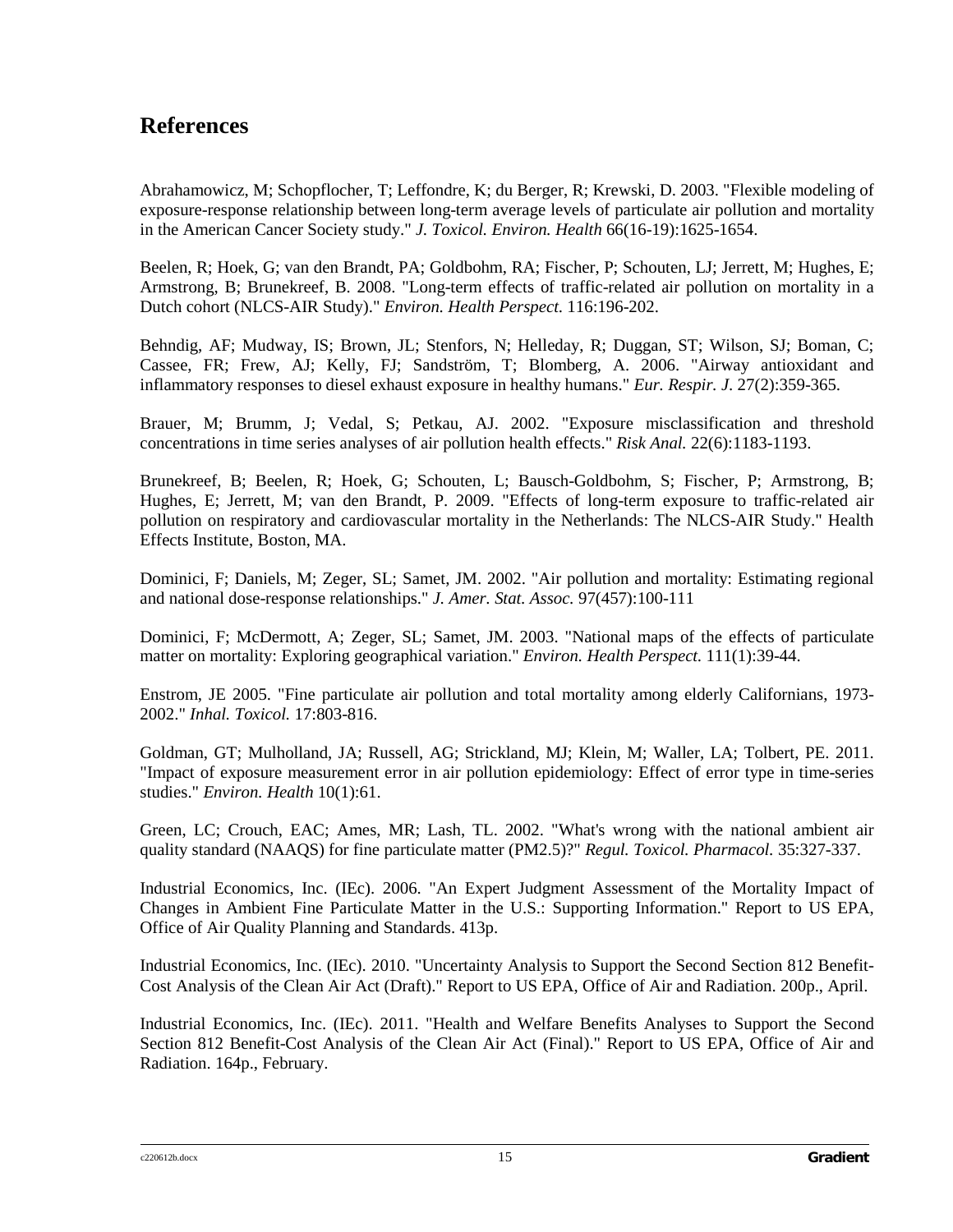## References

Abrahamowicz, M; Schopflocher, T; Leffondre, K; du Berger, R; Krewski, D. 2003. "Flexible modeling of exposure-response relationship between long-term average levels of particulate air pollution and mortality in the American Cancer Society study." *J. Toxicol. Environ. Health* 66(16-19):1625-1654.

Beelen, R; Hoek, G; van den Brandt, PA; Goldbohm, RA; Fischer, P; Schouten, LJ; Jerrett, M; Hughes, E; Armstrong, B; Brunekreef, B. 2008. "Long-term effects of traffic-related air pollution on mortality in a Dutch cohort (NLCS-AIR Study)." *Environ. Health Perspect.* 116:196-202.

Behndig, AF; Mudway, IS; Brown, JL; Stenfors, N; Helleday, R; Duggan, ST; Wilson, SJ; Boman, C; Cassee, FR; Frew, AJ; Kelly, FJ; Sandström, T; Blomberg, A. 2006. "Airway antioxidant and inflammatory responses to diesel exhaust exposure in healthy humans." *Eur. Respir. J.* 27(2):359-365.

Brauer, M; Brumm, J; Vedal, S; Petkau, AJ. 2002. "Exposure misclassification and threshold concentrations in time series analyses of air pollution health effects." *Risk Anal.* 22(6):1183-1193.

Brunekreef, B; Beelen, R; Hoek, G; Schouten, L; Bausch-Goldbohm, S; Fischer, P; Armstrong, B; Hughes, E; Jerrett, M; van den Brandt, P. 2009. "Effects of long-term exposure to traffic-related air pollution on respiratory and cardiovascular mortality in the Netherlands: The NLCS-AIR Study." Health Effects Institute, Boston, MA.

Dominici, F; Daniels, M; Zeger, SL; Samet, JM. 2002. "Air pollution and mortality: Estimating regional and national dose-response relationships." *J. Amer. Stat. Assoc.* 97(457):100-111

Dominici, F; McDermott, A; Zeger, SL; Samet, JM. 2003. "National maps of the effects of particulate matter on mortality: Exploring geographical variation." *Environ. Health Perspect.* 111(1):39-44.

Enstrom, JE 2005. "Fine particulate air pollution and total mortality among elderly Californians, 1973-2002." *Inhal. Toxicol.* 17:803-816.

Goldman, GT; Mulholland, JA; Russell, AG; Strickland, MJ; Klein, M; Waller, LA; Tolbert, PE. 2011. "Impact of exposure measurement error in air pollution epidemiology: Effect of error type in time-series studies." *Environ. Health* 10(1):61.

Green, LC; Crouch, EAC; Ames, MR; Lash, TL. 2002. "What's wrong with the national ambient air quality standard (NAAQS) for fine particulate matter (PM2.5)?" *Regul. Toxicol. Pharmacol.* 35:327-337.

Industrial Economics, Inc. (IEc). 2006. "An Expert Judgment Assessment of the Mortality Impact of Changes in Ambient Fine Particulate Matter in the U.S.: Supporting Information." Report to US EPA, Office of Air Quality Planning and Standards. 413p.

Industrial Economics, Inc. (IEc). 2010. "Uncertainty Analysis to Support the Second Section 812 Benefit-Cost Analysis of the Clean Air Act (Draft)." Report to US EPA, Office of Air and Radiation. 200p., April.

Industrial Economics, Inc. (IEc). 2011. "Health and Welfare Benefits Analyses to Support the Second Section 812 Benefit-Cost Analysis of the Clean Air Act (Final)." Report to US EPA, Office of Air and Radiation. 164p., February.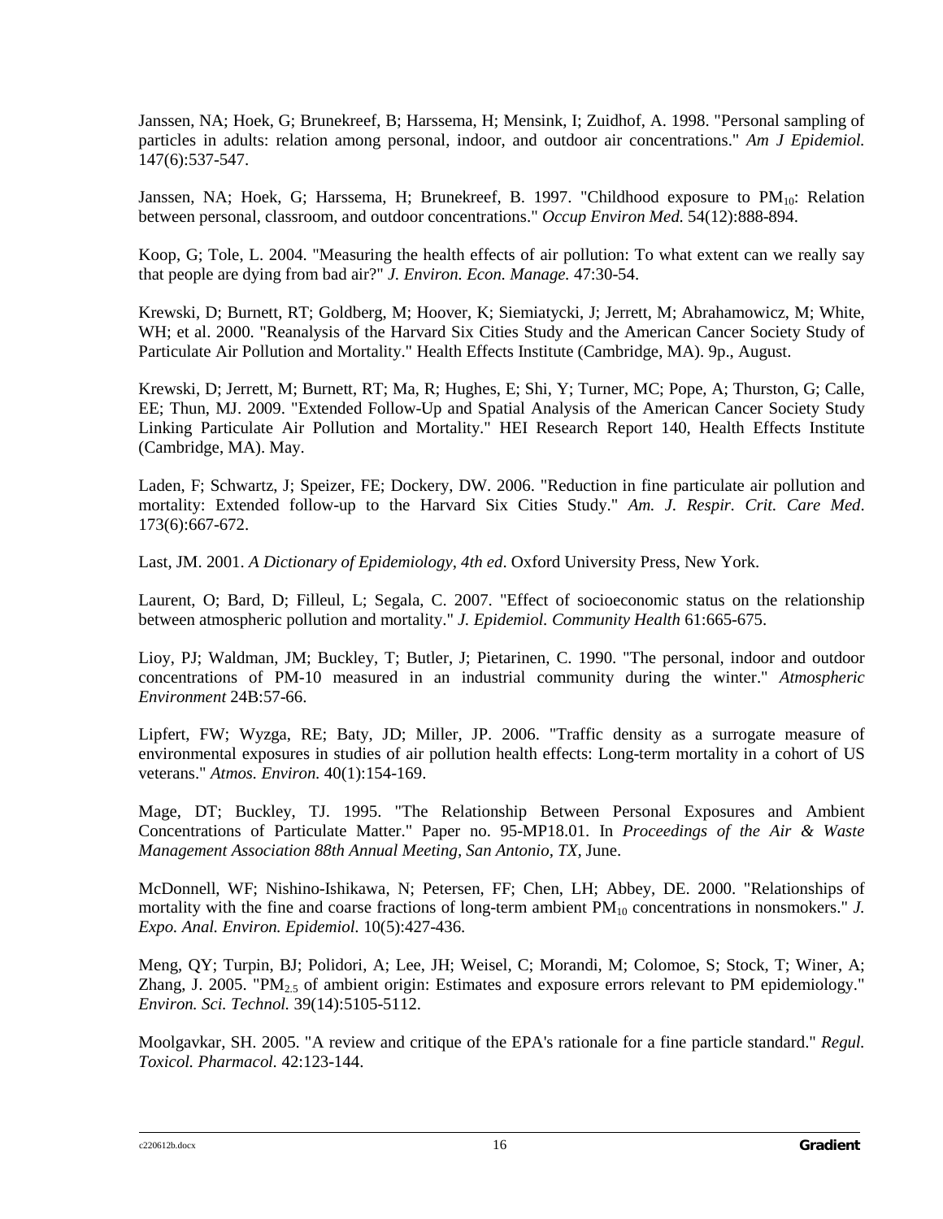Janssen, NA; Hoek, G; Brunekreef, B; Harssema, H; Mensink, I; Zuidhof, A. 1998. "Personal sampling of particles in adults: relation among personal, indoor, and outdoor air concentrations." *Am J Epidemiol.* 147(6):537-547.

Janssen, NA; Hoek, G; Harssema, H; Brunekreef, B. 1997. "Childhood exposure to $PM_{10}$: Relation between personal, classroom, and outdoor concentrations." *Occup Environ Med.* 54(12):888-894.

Koop, G; Tole, L. 2004. "Measuring the health effects of air pollution: To what extent can we really say that people are dying from bad air?" *J. Environ. Econ. Manage.* 47:30-54.

Krewski, D; Burnett, RT; Goldberg, M; Hoover, K; Siemiatycki, J; Jerrett, M; Abrahamowicz, M; White, WH; et al. 2000. "Reanalysis of the Harvard Six Cities Study and the American Cancer Society Study of Particulate Air Pollution and Mortality." Health Effects Institute (Cambridge, MA). 9p., August.

Krewski, D; Jerrett, M; Burnett, RT; Ma, R; Hughes, E; Shi, Y; Turner, MC; Pope, A; Thurston, G; Calle, EE; Thun, MJ. 2009. "Extended Follow-Up and Spatial Analysis of the American Cancer Society Study Linking Particulate Air Pollution and Mortality." HEI Research Report 140, Health Effects Institute (Cambridge, MA). May.

Laden, F; Schwartz, J; Speizer, FE; Dockery, DW. 2006. "Reduction in fine particulate air pollution and mortality: Extended follow-up to the Harvard Six Cities Study." *Am. J. Respir. Crit. Care Med.* 173(6):667-672.

Last, JM. 2001. *A Dictionary of Epidemiology, 4th ed*. Oxford University Press, New York.

Laurent, O; Bard, D; Filleul, L; Segala, C. 2007. "Effect of socioeconomic status on the relationship between atmospheric pollution and mortality." *J. Epidemiol. Community Health* 61:665-675.

Lioy, PJ; Waldman, JM; Buckley, T; Butler, J; Pietarinen, C. 1990. "The personal, indoor and outdoor concentrations of PM-10 measured in an industrial community during the winter." *Atmospheric Environment* 24B:57-66.

Lipfert, FW; Wyzga, RE; Baty, JD; Miller, JP. 2006. "Traffic density as a surrogate measure of environmental exposures in studies of air pollution health effects: Long-term mortality in a cohort of US veterans." *Atmos. Environ.* 40(1):154-169.

Mage, DT; Buckley, TJ. 1995. "The Relationship Between Personal Exposures and Ambient Concentrations of Particulate Matter." Paper no. 95-MP18.01. In *Proceedings of the Air & Waste Management Association 88th Annual Meeting, San Antonio, TX*, June.

McDonnell, WF; Nishino-Ishikawa, N; Petersen, FF; Chen, LH; Abbey, DE. 2000. "Relationships of mortality with the fine and coarse fractions of long-term ambient $PM_{10}$ concentrations in nonsmokers." *J. Expo. Anal. Environ. Epidemiol.* 10(5):427-436.

Meng, QY; Turpin, BJ; Polidori, A; Lee, JH; Weisel, C; Morandi, M; Colomoe, S; Stock, T; Winer, A; Zhang, J. 2005. "$PM_{2.5}$ of ambient origin: Estimates and exposure errors relevant to PM epidemiology." *Environ. Sci. Technol.* 39(14):5105-5112.

Moolgavkar, SH. 2005. "A review and critique of the EPA's rationale for a fine particle standard." *Regul. Toxicol. Pharmacol.* 42:123-144.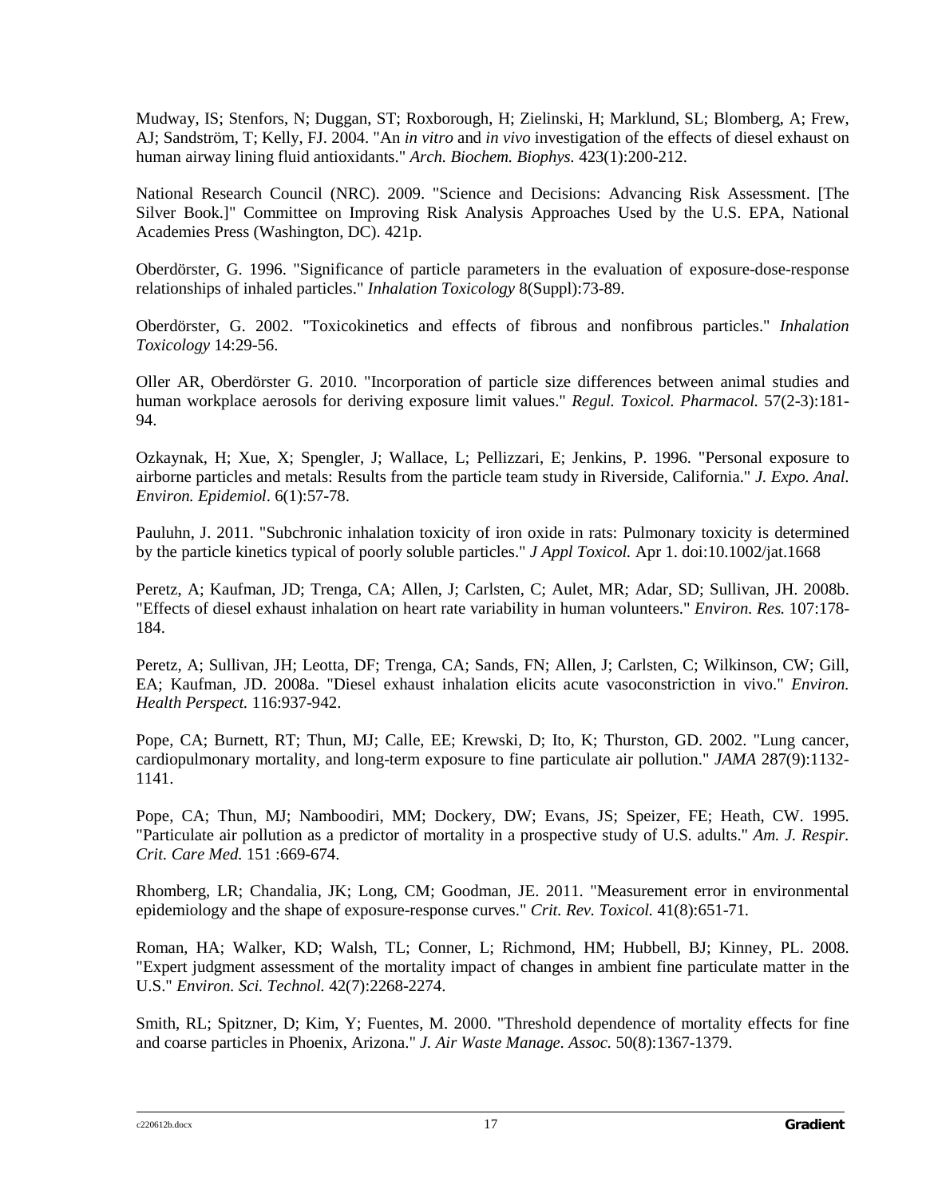Mudway, IS; Stenfors, N; Duggan, ST; Roxborough, H; Zielinski, H; Marklund, SL; Blomberg, A; Frew, AJ; Sandström, T; Kelly, FJ. 2004. "An *in vitro* and *in vivo* investigation of the effects of diesel exhaust on human airway lining fluid antioxidants." *Arch. Biochem. Biophys.* 423(1):200-212.

National Research Council (NRC). 2009. "Science and Decisions: Advancing Risk Assessment. [The Silver Book.]" Committee on Improving Risk Analysis Approaches Used by the U.S. EPA, National Academies Press (Washington, DC). 421p.

Oberdörster, G. 1996. "Significance of particle parameters in the evaluation of exposure-dose-response relationships of inhaled particles." *Inhalation Toxicology* 8(Suppl):73-89.

Oberdörster, G. 2002. "Toxicokinetics and effects of fibrous and nonfibrous particles." *Inhalation Toxicology* 14:29-56.

Oller AR, Oberdörster G. 2010. "Incorporation of particle size differences between animal studies and human workplace aerosols for deriving exposure limit values." *Regul. Toxicol. Pharmacol.* 57(2-3):181-94.

Ozkaynak, H; Xue, X; Spengler, J; Wallace, L; Pellizzari, E; Jenkins, P. 1996. "Personal exposure to airborne particles and metals: Results from the particle team study in Riverside, California." *J. Expo. Anal. Environ. Epidemiol*. 6(1):57-78.

Pauluhn, J. 2011. "Subchronic inhalation toxicity of iron oxide in rats: Pulmonary toxicity is determined by the particle kinetics typical of poorly soluble particles." *J Appl Toxicol.* Apr 1. doi:10.1002/jat.1668

Peretz, A; Kaufman, JD; Trenga, CA; Allen, J; Carlsten, C; Aulet, MR; Adar, SD; Sullivan, JH. 2008b. "Effects of diesel exhaust inhalation on heart rate variability in human volunteers." *Environ. Res.* 107:178-184.

Peretz, A; Sullivan, JH; Leotta, DF; Trenga, CA; Sands, FN; Allen, J; Carlsten, C; Wilkinson, CW; Gill, EA; Kaufman, JD. 2008a. "Diesel exhaust inhalation elicits acute vasoconstriction in vivo." *Environ. Health Perspect.* 116:937-942.

Pope, CA; Burnett, RT; Thun, MJ; Calle, EE; Krewski, D; Ito, K; Thurston, GD. 2002. "Lung cancer, cardiopulmonary mortality, and long-term exposure to fine particulate air pollution." *JAMA* 287(9):1132-1141.

Pope, CA; Thun, MJ; Namboodiri, MM; Dockery, DW; Evans, JS; Speizer, FE; Heath, CW. 1995. "Particulate air pollution as a predictor of mortality in a prospective study of U.S. adults." *Am. J. Respir. Crit. Care Med.* 151 :669-674.

Rhomberg, LR; Chandalia, JK; Long, CM; Goodman, JE. 2011. "Measurement error in environmental epidemiology and the shape of exposure-response curves." *Crit. Rev. Toxicol.* 41(8):651-71.

Roman, HA; Walker, KD; Walsh, TL; Conner, L; Richmond, HM; Hubbell, BJ; Kinney, PL. 2008. "Expert judgment assessment of the mortality impact of changes in ambient fine particulate matter in the U.S." *Environ. Sci. Technol.* 42(7):2268-2274.

Smith, RL; Spitzner, D; Kim, Y; Fuentes, M. 2000. "Threshold dependence of mortality effects for fine and coarse particles in Phoenix, Arizona." *J. Air Waste Manage. Assoc.* 50(8):1367-1379.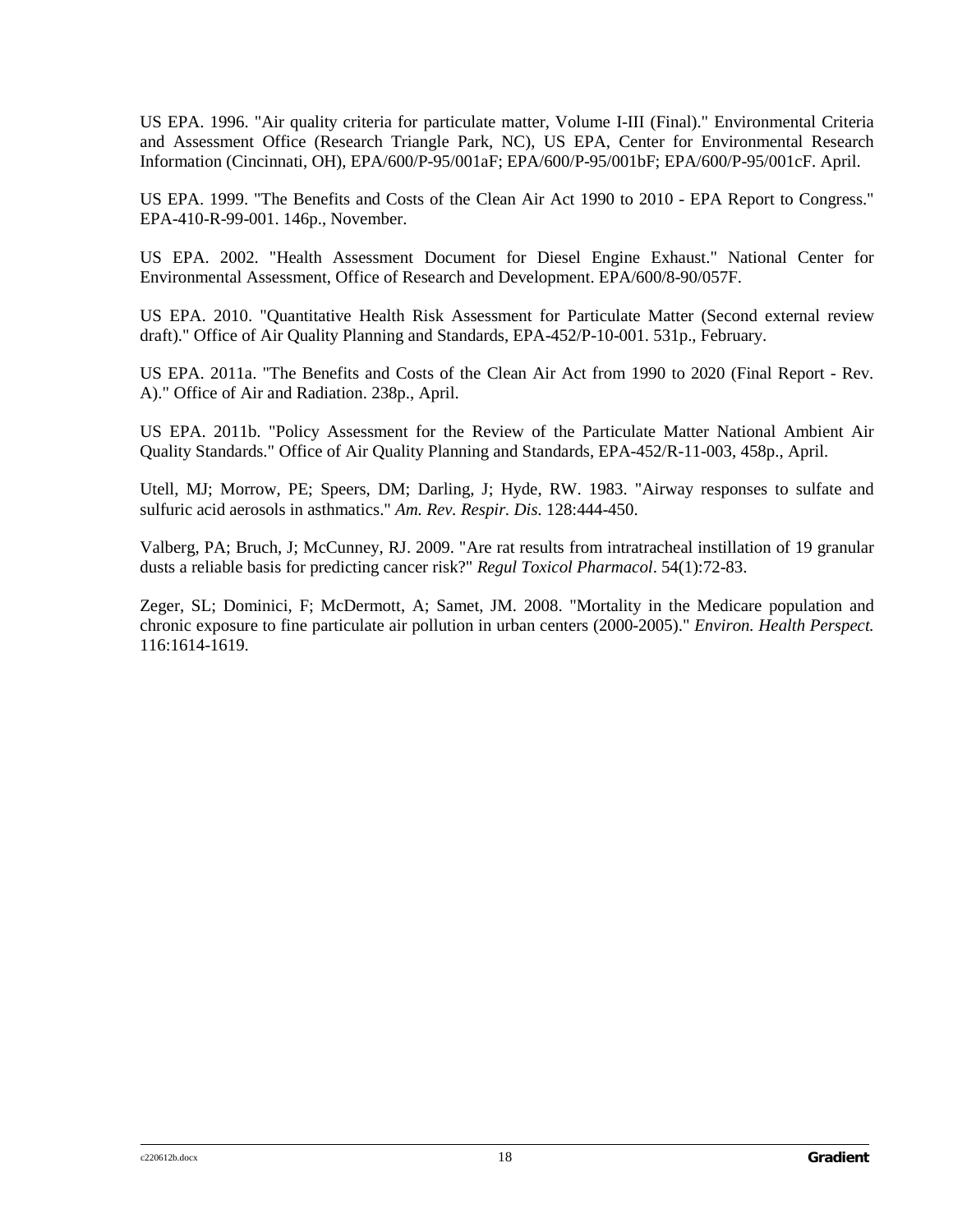US EPA. 1996. "Air quality criteria for particulate matter, Volume I-III (Final)." Environmental Criteria and Assessment Office (Research Triangle Park, NC), US EPA, Center for Environmental Research Information (Cincinnati, OH), EPA/600/P-95/001aF; EPA/600/P-95/001bF; EPA/600/P-95/001cF. April.

US EPA. 1999. "The Benefits and Costs of the Clean Air Act 1990 to 2010 - EPA Report to Congress." EPA-410-R-99-001. 146p., November.

US EPA. 2002. "Health Assessment Document for Diesel Engine Exhaust." National Center for Environmental Assessment, Office of Research and Development. EPA/600/8-90/057F.

US EPA. 2010. "Quantitative Health Risk Assessment for Particulate Matter (Second external review draft)." Office of Air Quality Planning and Standards, EPA-452/P-10-001. 531p., February.

US EPA. 2011a. "The Benefits and Costs of the Clean Air Act from 1990 to 2020 (Final Report - Rev. A)." Office of Air and Radiation. 238p., April.

US EPA. 2011b. "Policy Assessment for the Review of the Particulate Matter National Ambient Air Quality Standards." Office of Air Quality Planning and Standards, EPA-452/R-11-003, 458p., April.

Utell, MJ; Morrow, PE; Speers, DM; Darling, J; Hyde, RW. 1983. "Airway responses to sulfate and sulfuric acid aerosols in asthmatics." *Am. Rev. Respir. Dis.* 128:444-450.

Valberg, PA; Bruch, J; McCunney, RJ. 2009. "Are rat results from intratracheal instillation of 19 granular dusts a reliable basis for predicting cancer risk?" *Regul Toxicol Pharmacol*. 54(1):72-83.

Zeger, SL; Dominici, F; McDermott, A; Samet, JM. 2008. "Mortality in the Medicare population and chronic exposure to fine particulate air pollution in urban centers (2000-2005)." *Environ. Health Perspect.* 116:1614-1619.